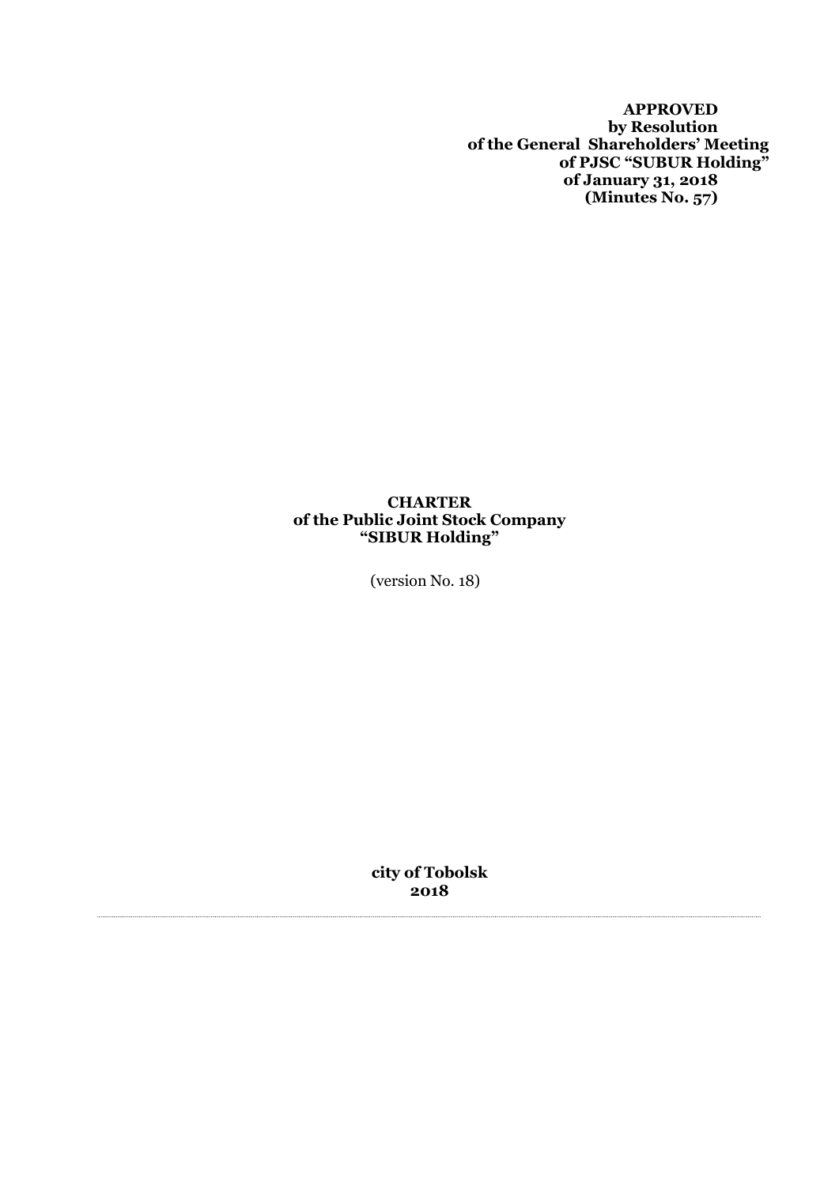**APPROVED**
**by Resolution**
**of the General Shareholders' Meeting**
**of PJSC "SUBUR Holding"**
**of January 31, 2018**
**(Minutes No. 57)**

# CHARTER
# of the Public Joint Stock Company
# "SIBUR Holding"

(version No. 18)

**city of Tobolsk**
**2018**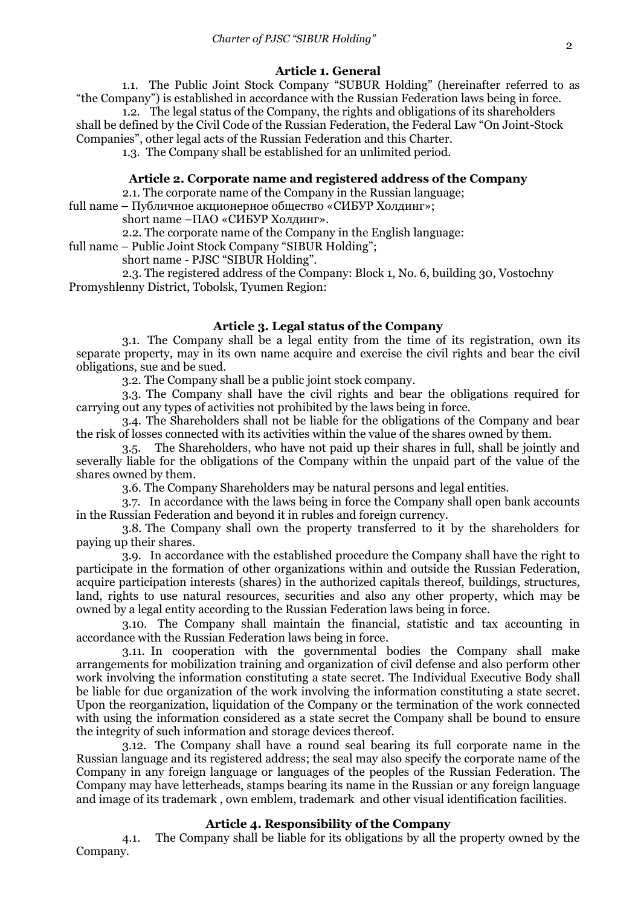### Article 1. General

1.1. The Public Joint Stock Company "SUBUR Holding" (hereinafter referred to as "the Company") is established in accordance with the Russian Federation laws being in force.

1.2. The legal status of the Company, the rights and obligations of its shareholders shall be defined by the Civil Code of the Russian Federation, the Federal Law "On Joint-Stock Companies", other legal acts of the Russian Federation and this Charter.

1.3. The Company shall be established for an unlimited period.

### Article 2. Corporate name and registered address of the Company

2.1. The corporate name of the Company in the Russian language;

full name – Публичное акционерное общество «СИБУР Холдинг»;

short name –ПАО «СИБУР Холдинг».

2.2. The corporate name of the Company in the English language:

full name – Public Joint Stock Company "SIBUR Holding";

short name - PJSC "SIBUR Holding".

2.3. The registered address of the Company: Block 1, No. 6, building 30, Vostochny Promyshlenny District, Tobolsk, Tyumen Region:

### Article 3. Legal status of the Company

3.1. The Company shall be a legal entity from the time of its registration, own its separate property, may in its own name acquire and exercise the civil rights and bear the civil obligations, sue and be sued.

3.2. The Company shall be a public joint stock company.

3.3. The Company shall have the civil rights and bear the obligations required for carrying out any types of activities not prohibited by the laws being in force.

3.4. The Shareholders shall not be liable for the obligations of the Company and bear the risk of losses connected with its activities within the value of the shares owned by them.

3.5. The Shareholders, who have not paid up their shares in full, shall be jointly and severally liable for the obligations of the Company within the unpaid part of the value of the shares owned by them.

3.6. The Company Shareholders may be natural persons and legal entities.

3.7. In accordance with the laws being in force the Company shall open bank accounts in the Russian Federation and beyond it in rubles and foreign currency.

3.8. The Company shall own the property transferred to it by the shareholders for paying up their shares.

3.9. In accordance with the established procedure the Company shall have the right to participate in the formation of other organizations within and outside the Russian Federation, acquire participation interests (shares) in the authorized capitals thereof, buildings, structures, land, rights to use natural resources, securities and also any other property, which may be owned by a legal entity according to the Russian Federation laws being in force.

3.10. The Company shall maintain the financial, statistic and tax accounting in accordance with the Russian Federation laws being in force.

3.11. In cooperation with the governmental bodies the Company shall make arrangements for mobilization training and organization of civil defense and also perform other work involving the information constituting a state secret. The Individual Executive Body shall be liable for due organization of the work involving the information constituting a state secret. Upon the reorganization, liquidation of the Company or the termination of the work connected with using the information considered as a state secret the Company shall be bound to ensure the integrity of such information and storage devices thereof.

3.12. The Company shall have a round seal bearing its full corporate name in the Russian language and its registered address; the seal may also specify the corporate name of the Company in any foreign language or languages of the peoples of the Russian Federation. The Company may have letterheads, stamps bearing its name in the Russian or any foreign language and image of its trademark , own emblem, trademark and other visual identification facilities.

### Article 4. Responsibility of the Company

4.1. The Company shall be liable for its obligations by all the property owned by the Company.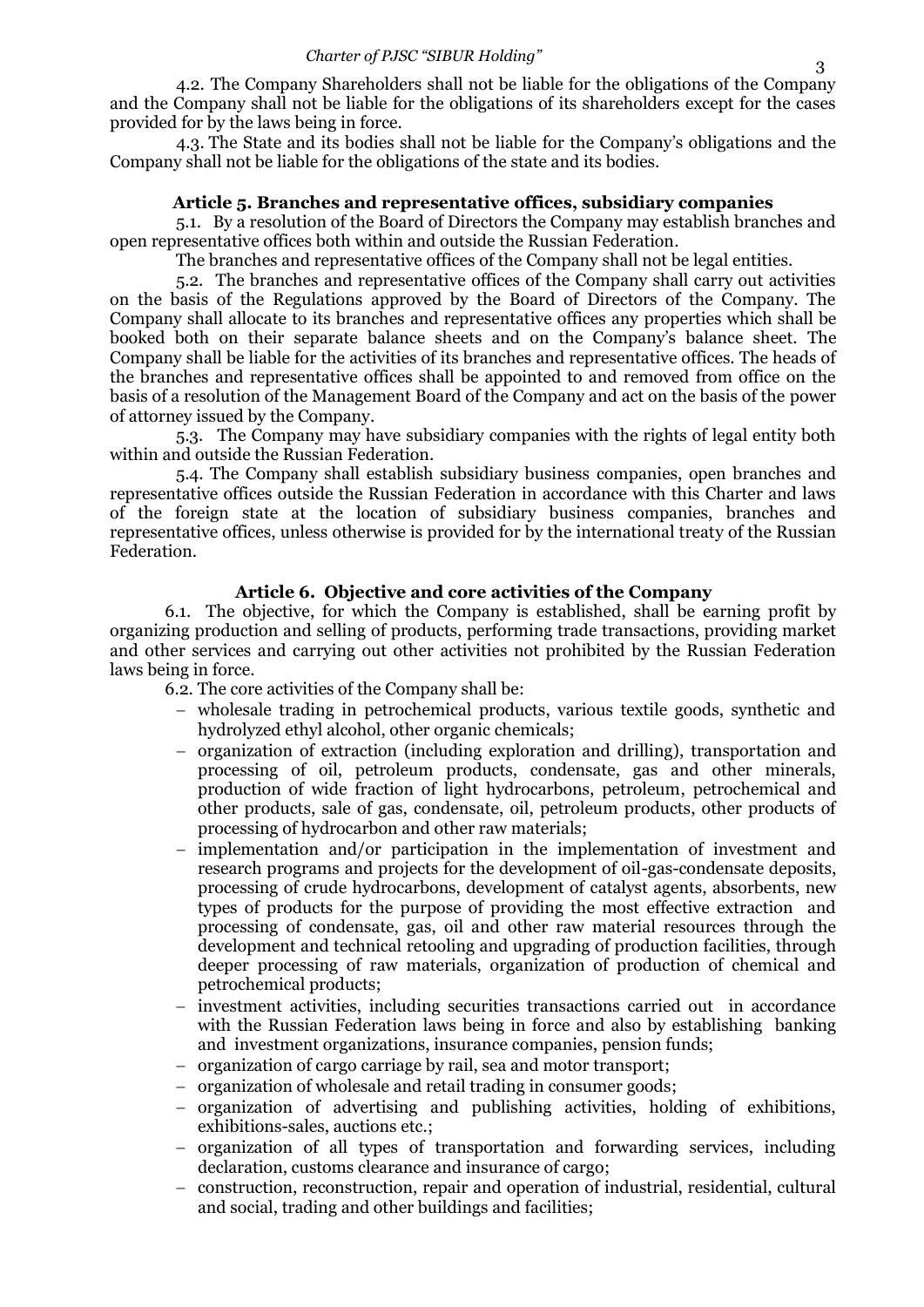4.2. The Company Shareholders shall not be liable for the obligations of the Company and the Company shall not be liable for the obligations of its shareholders except for the cases provided for by the laws being in force.

4.3. The State and its bodies shall not be liable for the Company's obligations and the Company shall not be liable for the obligations of the state and its bodies.

### Article 5. Branches and representative offices, subsidiary companies

5.1. By a resolution of the Board of Directors the Company may establish branches and open representative offices both within and outside the Russian Federation.

The branches and representative offices of the Company shall not be legal entities.

5.2. The branches and representative offices of the Company shall carry out activities on the basis of the Regulations approved by the Board of Directors of the Company. The Company shall allocate to its branches and representative offices any properties which shall be booked both on their separate balance sheets and on the Company's balance sheet. The Company shall be liable for the activities of its branches and representative offices. The heads of the branches and representative offices shall be appointed to and removed from office on the basis of a resolution of the Management Board of the Company and act on the basis of the power of attorney issued by the Company.

5.3. The Company may have subsidiary companies with the rights of legal entity both within and outside the Russian Federation.

5.4. The Company shall establish subsidiary business companies, open branches and representative offices outside the Russian Federation in accordance with this Charter and laws of the foreign state at the location of subsidiary business companies, branches and representative offices, unless otherwise is provided for by the international treaty of the Russian Federation.

### Article 6. Objective and core activities of the Company

6.1. The objective, for which the Company is established, shall be earning profit by organizing production and selling of products, performing trade transactions, providing market and other services and carrying out other activities not prohibited by the Russian Federation laws being in force.

6.2. The core activities of the Company shall be:

- wholesale trading in petrochemical products, various textile goods, synthetic and hydrolyzed ethyl alcohol, other organic chemicals;
- organization of extraction (including exploration and drilling), transportation and processing of oil, petroleum products, condensate, gas and other minerals, production of wide fraction of light hydrocarbons, petroleum, petrochemical and other products, sale of gas, condensate, oil, petroleum products, other products of processing of hydrocarbon and other raw materials;
- implementation and/or participation in the implementation of investment and research programs and projects for the development of oil-gas-condensate deposits, processing of crude hydrocarbons, development of catalyst agents, absorbents, new types of products for the purpose of providing the most effective extraction and processing of condensate, gas, oil and other raw material resources through the development and technical retooling and upgrading of production facilities, through deeper processing of raw materials, organization of production of chemical and petrochemical products;
- investment activities, including securities transactions carried out in accordance with the Russian Federation laws being in force and also by establishing banking and investment organizations, insurance companies, pension funds;
- organization of cargo carriage by rail, sea and motor transport;
- organization of wholesale and retail trading in consumer goods;
- organization of advertising and publishing activities, holding of exhibitions, exhibitions-sales, auctions etc.;
- organization of all types of transportation and forwarding services, including declaration, customs clearance and insurance of cargo;
- construction, reconstruction, repair and operation of industrial, residential, cultural and social, trading and other buildings and facilities;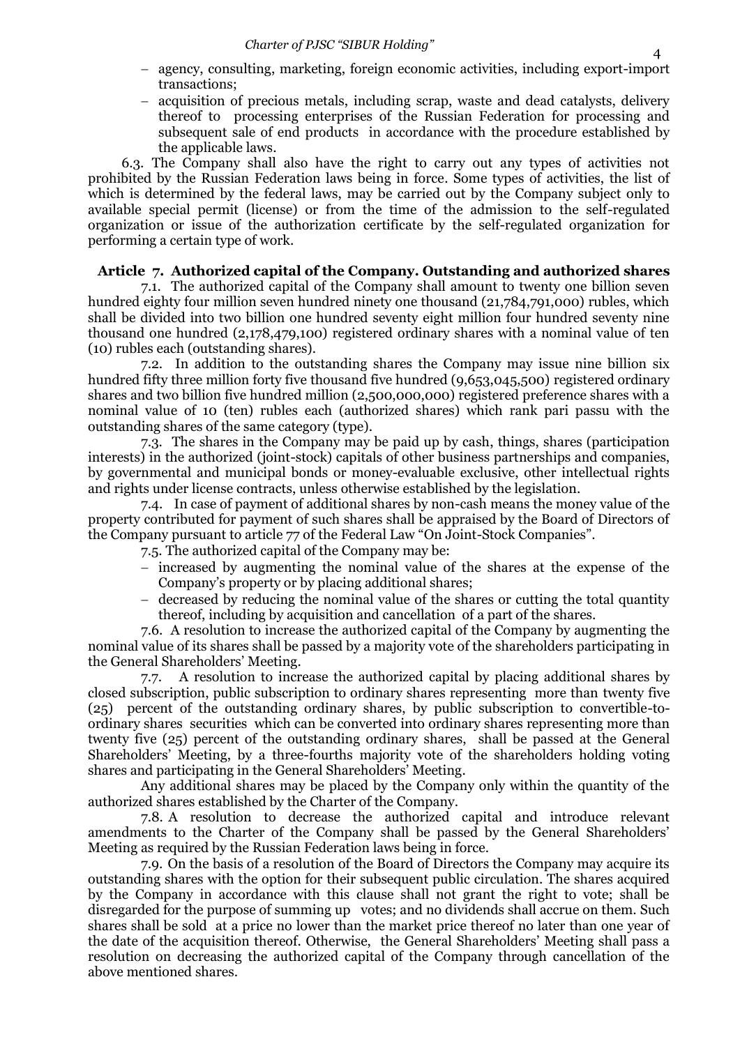- agency, consulting, marketing, foreign economic activities, including export-import transactions;
- acquisition of precious metals, including scrap, waste and dead catalysts, delivery thereof to processing enterprises of the Russian Federation for processing and subsequent sale of end products in accordance with the procedure established by the applicable laws.

6.3. The Company shall also have the right to carry out any types of activities not prohibited by the Russian Federation laws being in force. Some types of activities, the list of which is determined by the federal laws, may be carried out by the Company subject only to available special permit (license) or from the time of the admission to the self-regulated organization or issue of the authorization certificate by the self-regulated organization for performing a certain type of work.

## Article 7. Authorized capital of the Company. Outstanding and authorized shares

7.1. The authorized capital of the Company shall amount to twenty one billion seven hundred eighty four million seven hundred ninety one thousand (21,784,791,000) rubles, which shall be divided into two billion one hundred seventy eight million four hundred seventy nine thousand one hundred (2,178,479,100) registered ordinary shares with a nominal value of ten (10) rubles each (outstanding shares).

7.2. In addition to the outstanding shares the Company may issue nine billion six hundred fifty three million forty five thousand five hundred (9,653,045,500) registered ordinary shares and two billion five hundred million (2,500,000,000) registered preference shares with a nominal value of 10 (ten) rubles each (authorized shares) which rank pari passu with the outstanding shares of the same category (type).

7.3. The shares in the Company may be paid up by cash, things, shares (participation interests) in the authorized (joint-stock) capitals of other business partnerships and companies, by governmental and municipal bonds or money-evaluable exclusive, other intellectual rights and rights under license contracts, unless otherwise established by the legislation.

7.4. In case of payment of additional shares by non-cash means the money value of the property contributed for payment of such shares shall be appraised by the Board of Directors of the Company pursuant to article 77 of the Federal Law "On Joint-Stock Companies".

7.5. The authorized capital of the Company may be:

- increased by augmenting the nominal value of the shares at the expense of the Company's property or by placing additional shares;
- decreased by reducing the nominal value of the shares or cutting the total quantity thereof, including by acquisition and cancellation of a part of the shares.

7.6. A resolution to increase the authorized capital of the Company by augmenting the nominal value of its shares shall be passed by a majority vote of the shareholders participating in the General Shareholders' Meeting.

7.7. A resolution to increase the authorized capital by placing additional shares by closed subscription, public subscription to ordinary shares representing more than twenty five (25) percent of the outstanding ordinary shares, by public subscription to convertible-to-ordinary shares securities which can be converted into ordinary shares representing more than twenty five (25) percent of the outstanding ordinary shares, shall be passed at the General Shareholders' Meeting, by a three-fourths majority vote of the shareholders holding voting shares and participating in the General Shareholders' Meeting.

Any additional shares may be placed by the Company only within the quantity of the authorized shares established by the Charter of the Company.

7.8. A resolution to decrease the authorized capital and introduce relevant amendments to the Charter of the Company shall be passed by the General Shareholders' Meeting as required by the Russian Federation laws being in force.

7.9. On the basis of a resolution of the Board of Directors the Company may acquire its outstanding shares with the option for their subsequent public circulation. The shares acquired by the Company in accordance with this clause shall not grant the right to vote; shall be disregarded for the purpose of summing up votes; and no dividends shall accrue on them. Such shares shall be sold at a price no lower than the market price thereof no later than one year of the date of the acquisition thereof. Otherwise, the General Shareholders' Meeting shall pass a resolution on decreasing the authorized capital of the Company through cancellation of the above mentioned shares.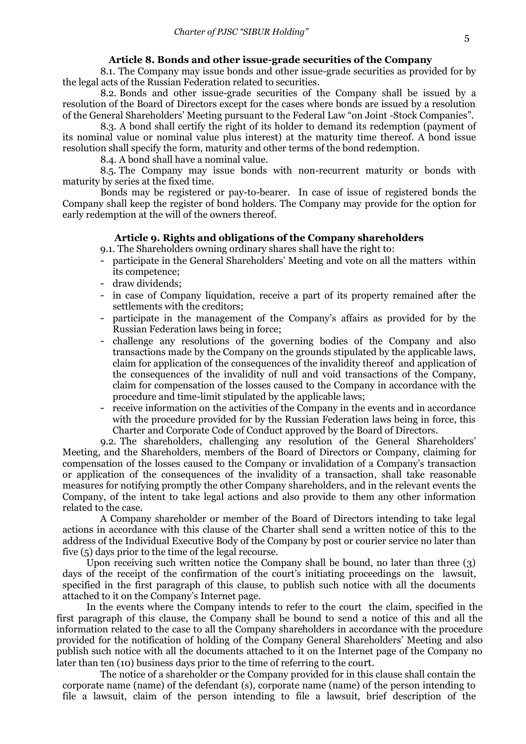### Article 8. Bonds and other issue-grade securities of the Company

8.1. The Company may issue bonds and other issue-grade securities as provided for by the legal acts of the Russian Federation related to securities.

8.2. Bonds and other issue-grade securities of the Company shall be issued by a resolution of the Board of Directors except for the cases where bonds are issued by a resolution of the General Shareholders' Meeting pursuant to the Federal Law "on Joint -Stock Companies".

8.3. A bond shall certify the right of its holder to demand its redemption (payment of its nominal value or nominal value plus interest) at the maturity time thereof. A bond issue resolution shall specify the form, maturity and other terms of the bond redemption.

8.4. A bond shall have a nominal value.

8.5. The Company may issue bonds with non-recurrent maturity or bonds with maturity by series at the fixed time.

Bonds may be registered or pay-to-bearer. In case of issue of registered bonds the Company shall keep the register of bond holders. The Company may provide for the option for early redemption at the will of the owners thereof.

### Article 9. Rights and obligations of the Company shareholders

9.1. The Shareholders owning ordinary shares shall have the right to:

- participate in the General Shareholders' Meeting and vote on all the matters within its competence;
- draw dividends;
- in case of Company liquidation, receive a part of its property remained after the settlements with the creditors;
- participate in the management of the Company's affairs as provided for by the Russian Federation laws being in force;
- challenge any resolutions of the governing bodies of the Company and also transactions made by the Company on the grounds stipulated by the applicable laws, claim for application of the consequences of the invalidity thereof and application of the consequences of the invalidity of null and void transactions of the Company, claim for compensation of the losses caused to the Company in accordance with the procedure and time-limit stipulated by the applicable laws;
- receive information on the activities of the Company in the events and in accordance with the procedure provided for by the Russian Federation laws being in force, this Charter and Corporate Code of Conduct approved by the Board of Directors.

9.2. The shareholders, challenging any resolution of the General Shareholders' Meeting, and the Shareholders, members of the Board of Directors or Company, claiming for compensation of the losses caused to the Company or invalidation of a Company's transaction or application of the consequences of the invalidity of a transaction, shall take reasonable measures for notifying promptly the other Company shareholders, and in the relevant events the Company, of the intent to take legal actions and also provide to them any other information related to the case.

A Company shareholder or member of the Board of Directors intending to take legal actions in accordance with this clause of the Charter shall send a written notice of this to the address of the Individual Executive Body of the Company by post or courier service no later than five (5) days prior to the time of the legal recourse.

Upon receiving such written notice the Company shall be bound, no later than three (3) days of the receipt of the confirmation of the court's initiating proceedings on the lawsuit, specified in the first paragraph of this clause, to publish such notice with all the documents attached to it on the Company's Internet page.

In the events where the Company intends to refer to the court the claim, specified in the first paragraph of this clause, the Company shall be bound to send a notice of this and all the information related to the case to all the Company shareholders in accordance with the procedure provided for the notification of holding of the Company General Shareholders' Meeting and also publish such notice with all the documents attached to it on the Internet page of the Company no later than ten (10) business days prior to the time of referring to the court.

The notice of a shareholder or the Company provided for in this clause shall contain the corporate name (name) of the defendant (s), corporate name (name) of the person intending to file a lawsuit, claim of the person intending to file a lawsuit, brief description of the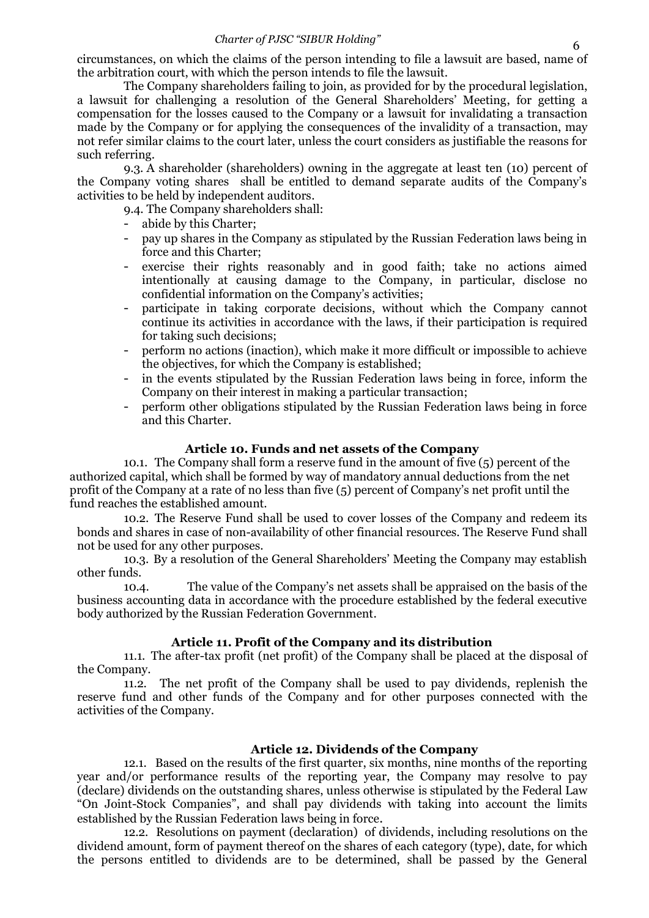circumstances, on which the claims of the person intending to file a lawsuit are based, name of the arbitration court, with which the person intends to file the lawsuit.

The Company shareholders failing to join, as provided for by the procedural legislation, a lawsuit for challenging a resolution of the General Shareholders' Meeting, for getting a compensation for the losses caused to the Company or a lawsuit for invalidating a transaction made by the Company or for applying the consequences of the invalidity of a transaction, may not refer similar claims to the court later, unless the court considers as justifiable the reasons for such referring.

9.3. A shareholder (shareholders) owning in the aggregate at least ten (10) percent of the Company voting shares shall be entitled to demand separate audits of the Company's activities to be held by independent auditors.

9.4. The Company shareholders shall:

- abide by this Charter;
- pay up shares in the Company as stipulated by the Russian Federation laws being in force and this Charter;
- exercise their rights reasonably and in good faith; take no actions aimed intentionally at causing damage to the Company, in particular, disclose no confidential information on the Company's activities;
- participate in taking corporate decisions, without which the Company cannot continue its activities in accordance with the laws, if their participation is required for taking such decisions;
- perform no actions (inaction), which make it more difficult or impossible to achieve the objectives, for which the Company is established;
- in the events stipulated by the Russian Federation laws being in force, inform the Company on their interest in making a particular transaction;
- perform other obligations stipulated by the Russian Federation laws being in force and this Charter.

## Article 10. Funds and net assets of the Company

10.1. The Company shall form a reserve fund in the amount of five (5) percent of the authorized capital, which shall be formed by way of mandatory annual deductions from the net profit of the Company at a rate of no less than five (5) percent of Company's net profit until the fund reaches the established amount.

10.2. The Reserve Fund shall be used to cover losses of the Company and redeem its bonds and shares in case of non-availability of other financial resources. The Reserve Fund shall not be used for any other purposes.

10.3. By a resolution of the General Shareholders' Meeting the Company may establish other funds.

10.4. The value of the Company's net assets shall be appraised on the basis of the business accounting data in accordance with the procedure established by the federal executive body authorized by the Russian Federation Government.

## Article 11. Profit of the Company and its distribution

11.1. The after-tax profit (net profit) of the Company shall be placed at the disposal of the Company.

11.2. The net profit of the Company shall be used to pay dividends, replenish the reserve fund and other funds of the Company and for other purposes connected with the activities of the Company.

## Article 12. Dividends of the Company

12.1. Based on the results of the first quarter, six months, nine months of the reporting year and/or performance results of the reporting year, the Company may resolve to pay (declare) dividends on the outstanding shares, unless otherwise is stipulated by the Federal Law "On Joint-Stock Companies", and shall pay dividends with taking into account the limits established by the Russian Federation laws being in force.

12.2. Resolutions on payment (declaration) of dividends, including resolutions on the dividend amount, form of payment thereof on the shares of each category (type), date, for which the persons entitled to dividends are to be determined, shall be passed by the General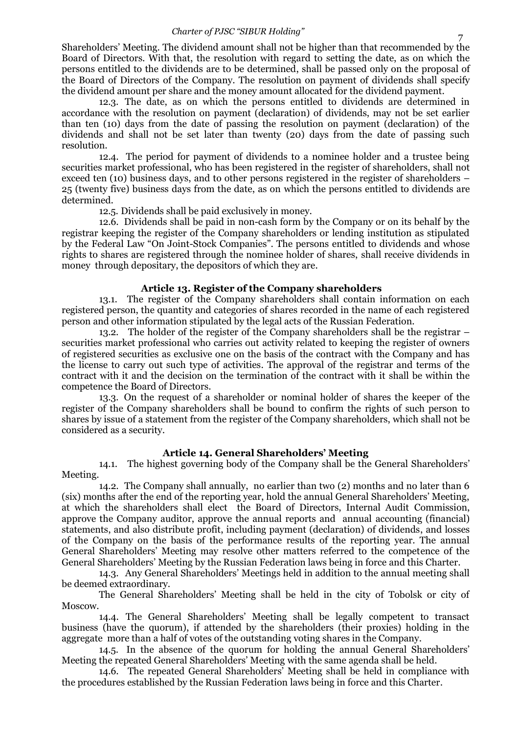Shareholders' Meeting. The dividend amount shall not be higher than that recommended by the Board of Directors. With that, the resolution with regard to setting the date, as on which the persons entitled to the dividends are to be determined, shall be passed only on the proposal of the Board of Directors of the Company. The resolution on payment of dividends shall specify the dividend amount per share and the money amount allocated for the dividend payment.

12.3. The date, as on which the persons entitled to dividends are determined in accordance with the resolution on payment (declaration) of dividends, may not be set earlier than ten (10) days from the date of passing the resolution on payment (declaration) of the dividends and shall not be set later than twenty (20) days from the date of passing such resolution.

12.4. The period for payment of dividends to a nominee holder and a trustee being securities market professional, who has been registered in the register of shareholders, shall not exceed ten (10) business days, and to other persons registered in the register of shareholders – 25 (twenty five) business days from the date, as on which the persons entitled to dividends are determined.

12.5. Dividends shall be paid exclusively in money.

12.6. Dividends shall be paid in non-cash form by the Company or on its behalf by the registrar keeping the register of the Company shareholders or lending institution as stipulated by the Federal Law "On Joint-Stock Companies". The persons entitled to dividends and whose rights to shares are registered through the nominee holder of shares, shall receive dividends in money through depositary, the depositors of which they are.

### Article 13. Register of the Company shareholders

13.1. The register of the Company shareholders shall contain information on each registered person, the quantity and categories of shares recorded in the name of each registered person and other information stipulated by the legal acts of the Russian Federation.

13.2. The holder of the register of the Company shareholders shall be the registrar – securities market professional who carries out activity related to keeping the register of owners of registered securities as exclusive one on the basis of the contract with the Company and has the license to carry out such type of activities. The approval of the registrar and terms of the contract with it and the decision on the termination of the contract with it shall be within the competence the Board of Directors.

13.3. On the request of a shareholder or nominal holder of shares the keeper of the register of the Company shareholders shall be bound to confirm the rights of such person to shares by issue of a statement from the register of the Company shareholders, which shall not be considered as a security.

### Article 14. General Shareholders' Meeting

14.1. The highest governing body of the Company shall be the General Shareholders' Meeting.

14.2. The Company shall annually, no earlier than two (2) months and no later than 6 (six) months after the end of the reporting year, hold the annual General Shareholders' Meeting, at which the shareholders shall elect the Board of Directors, Internal Audit Commission, approve the Company auditor, approve the annual reports and annual accounting (financial) statements, and also distribute profit, including payment (declaration) of dividends, and losses of the Company on the basis of the performance results of the reporting year. The annual General Shareholders' Meeting may resolve other matters referred to the competence of the General Shareholders' Meeting by the Russian Federation laws being in force and this Charter.

14.3. Any General Shareholders' Meetings held in addition to the annual meeting shall be deemed extraordinary.

The General Shareholders' Meeting shall be held in the city of Tobolsk or city of Moscow.

14.4. The General Shareholders' Meeting shall be legally competent to transact business (have the quorum), if attended by the shareholders (their proxies) holding in the aggregate more than a half of votes of the outstanding voting shares in the Company.

14.5. In the absence of the quorum for holding the annual General Shareholders' Meeting the repeated General Shareholders' Meeting with the same agenda shall be held.

14.6. The repeated General Shareholders' Meeting shall be held in compliance with the procedures established by the Russian Federation laws being in force and this Charter.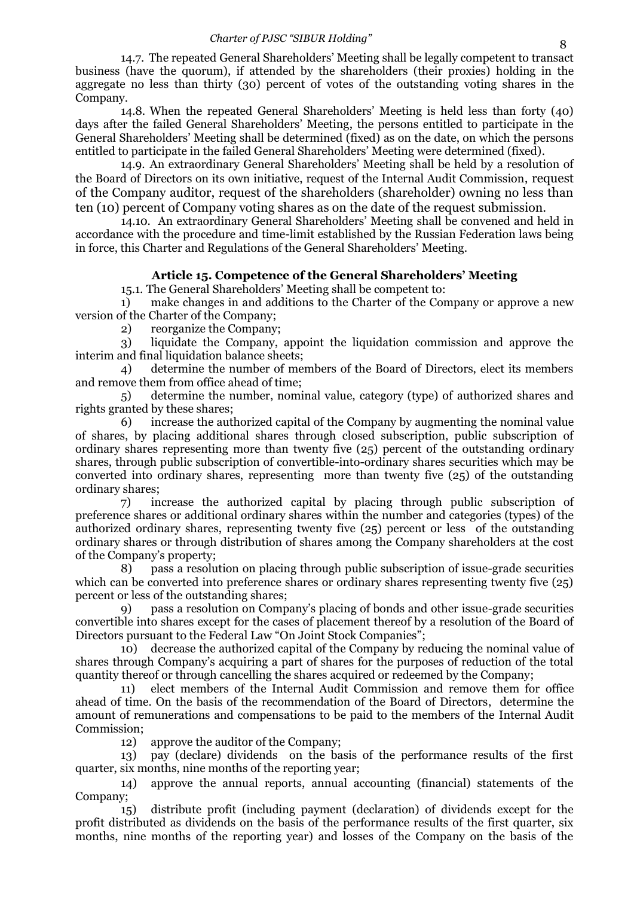14.7. The repeated General Shareholders' Meeting shall be legally competent to transact business (have the quorum), if attended by the shareholders (their proxies) holding in the aggregate no less than thirty (30) percent of votes of the outstanding voting shares in the Company.

14.8. When the repeated General Shareholders' Meeting is held less than forty (40) days after the failed General Shareholders' Meeting, the persons entitled to participate in the General Shareholders' Meeting shall be determined (fixed) as on the date, on which the persons entitled to participate in the failed General Shareholders' Meeting were determined (fixed).

14.9. An extraordinary General Shareholders' Meeting shall be held by a resolution of the Board of Directors on its own initiative, request of the Internal Audit Commission, request of the Company auditor, request of the shareholders (shareholder) owning no less than ten (10) percent of Company voting shares as on the date of the request submission.

14.10. An extraordinary General Shareholders' Meeting shall be convened and held in accordance with the procedure and time-limit established by the Russian Federation laws being in force, this Charter and Regulations of the General Shareholders' Meeting.

### Article 15. Competence of the General Shareholders' Meeting

15.1. The General Shareholders' Meeting shall be competent to:

1) make changes in and additions to the Charter of the Company or approve a new version of the Charter of the Company;

2) reorganize the Company;

3) liquidate the Company, appoint the liquidation commission and approve the interim and final liquidation balance sheets;

4) determine the number of members of the Board of Directors, elect its members and remove them from office ahead of time;

5) determine the number, nominal value, category (type) of authorized shares and rights granted by these shares;

6) increase the authorized capital of the Company by augmenting the nominal value of shares, by placing additional shares through closed subscription, public subscription of ordinary shares representing more than twenty five (25) percent of the outstanding ordinary shares, through public subscription of convertible-into-ordinary shares securities which may be converted into ordinary shares, representing more than twenty five (25) of the outstanding ordinary shares;

7) increase the authorized capital by placing through public subscription of preference shares or additional ordinary shares within the number and categories (types) of the authorized ordinary shares, representing twenty five (25) percent or less of the outstanding ordinary shares or through distribution of shares among the Company shareholders at the cost of the Company's property;

8) pass a resolution on placing through public subscription of issue-grade securities which can be converted into preference shares or ordinary shares representing twenty five (25) percent or less of the outstanding shares;

9) pass a resolution on Company's placing of bonds and other issue-grade securities convertible into shares except for the cases of placement thereof by a resolution of the Board of Directors pursuant to the Federal Law "On Joint Stock Companies";

10) decrease the authorized capital of the Company by reducing the nominal value of shares through Company's acquiring a part of shares for the purposes of reduction of the total quantity thereof or through cancelling the shares acquired or redeemed by the Company;

11) elect members of the Internal Audit Commission and remove them for office ahead of time. On the basis of the recommendation of the Board of Directors, determine the amount of remunerations and compensations to be paid to the members of the Internal Audit Commission;

12) approve the auditor of the Company;

13) pay (declare) dividends on the basis of the performance results of the first quarter, six months, nine months of the reporting year;

14) approve the annual reports, annual accounting (financial) statements of the Company;

15) distribute profit (including payment (declaration) of dividends except for the profit distributed as dividends on the basis of the performance results of the first quarter, six months, nine months of the reporting year) and losses of the Company on the basis of the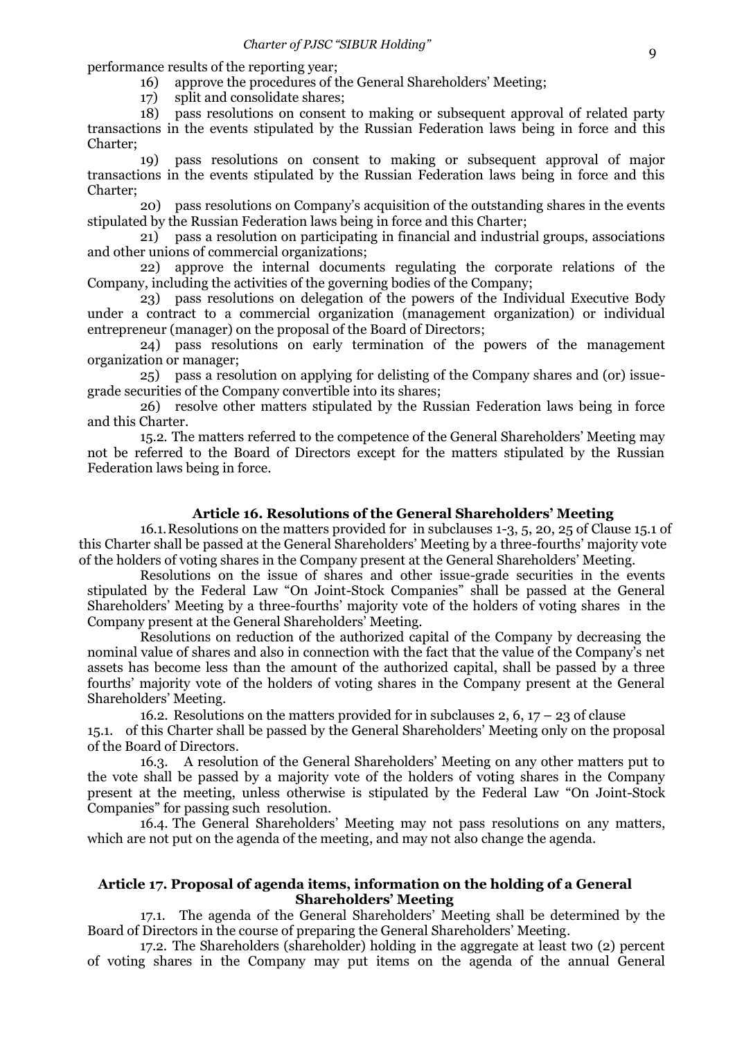performance results of the reporting year;

16) approve the procedures of the General Shareholders' Meeting;

17) split and consolidate shares;

18) pass resolutions on consent to making or subsequent approval of related party transactions in the events stipulated by the Russian Federation laws being in force and this Charter;

19) pass resolutions on consent to making or subsequent approval of major transactions in the events stipulated by the Russian Federation laws being in force and this Charter;

20) pass resolutions on Company's acquisition of the outstanding shares in the events stipulated by the Russian Federation laws being in force and this Charter;

21) pass a resolution on participating in financial and industrial groups, associations and other unions of commercial organizations;

22) approve the internal documents regulating the corporate relations of the Company, including the activities of the governing bodies of the Company;

23) pass resolutions on delegation of the powers of the Individual Executive Body under a contract to a commercial organization (management organization) or individual entrepreneur (manager) on the proposal of the Board of Directors;

24) pass resolutions on early termination of the powers of the management organization or manager;

25) pass a resolution on applying for delisting of the Company shares and (or) issue-grade securities of the Company convertible into its shares;

26) resolve other matters stipulated by the Russian Federation laws being in force and this Charter.

15.2. The matters referred to the competence of the General Shareholders' Meeting may not be referred to the Board of Directors except for the matters stipulated by the Russian Federation laws being in force.

## Article 16. Resolutions of the General Shareholders' Meeting

16.1. Resolutions on the matters provided for in subclauses 1-3, 5, 20, 25 of Clause 15.1 of this Charter shall be passed at the General Shareholders' Meeting by a three-fourths' majority vote of the holders of voting shares in the Company present at the General Shareholders' Meeting.

Resolutions on the issue of shares and other issue-grade securities in the events stipulated by the Federal Law "On Joint-Stock Companies" shall be passed at the General Shareholders' Meeting by a three-fourths' majority vote of the holders of voting shares in the Company present at the General Shareholders' Meeting.

Resolutions on reduction of the authorized capital of the Company by decreasing the nominal value of shares and also in connection with the fact that the value of the Company's net assets has become less than the amount of the authorized capital, shall be passed by a three fourths' majority vote of the holders of voting shares in the Company present at the General Shareholders' Meeting.

16.2. Resolutions on the matters provided for in subclauses 2, 6, 17 – 23 of clause 15.1. of this Charter shall be passed by the General Shareholders' Meeting only on the proposal of the Board of Directors.

16.3. A resolution of the General Shareholders' Meeting on any other matters put to the vote shall be passed by a majority vote of the holders of voting shares in the Company present at the meeting, unless otherwise is stipulated by the Federal Law "On Joint-Stock Companies" for passing such resolution.

16.4. The General Shareholders' Meeting may not pass resolutions on any matters, which are not put on the agenda of the meeting, and may not also change the agenda.

## Article 17. Proposal of agenda items, information on the holding of a General Shareholders' Meeting

17.1. The agenda of the General Shareholders' Meeting shall be determined by the Board of Directors in the course of preparing the General Shareholders' Meeting.

17.2. The Shareholders (shareholder) holding in the aggregate at least two (2) percent of voting shares in the Company may put items on the agenda of the annual General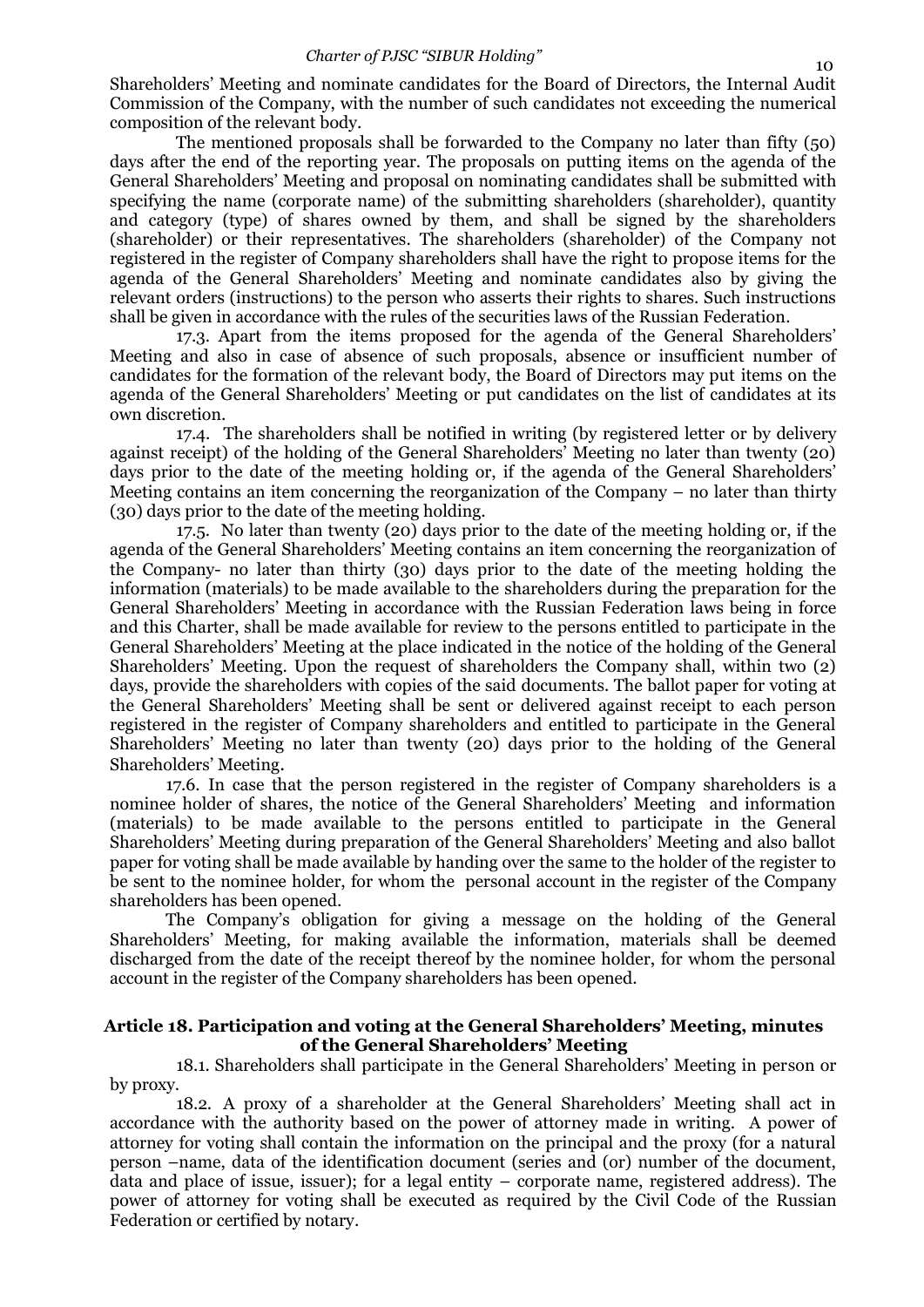Shareholders' Meeting and nominate candidates for the Board of Directors, the Internal Audit Commission of the Company, with the number of such candidates not exceeding the numerical composition of the relevant body.

The mentioned proposals shall be forwarded to the Company no later than fifty (50) days after the end of the reporting year. The proposals on putting items on the agenda of the General Shareholders' Meeting and proposal on nominating candidates shall be submitted with specifying the name (corporate name) of the submitting shareholders (shareholder), quantity and category (type) of shares owned by them, and shall be signed by the shareholders (shareholder) or their representatives. The shareholders (shareholder) of the Company not registered in the register of Company shareholders shall have the right to propose items for the agenda of the General Shareholders' Meeting and nominate candidates also by giving the relevant orders (instructions) to the person who asserts their rights to shares. Such instructions shall be given in accordance with the rules of the securities laws of the Russian Federation.

17.3. Apart from the items proposed for the agenda of the General Shareholders' Meeting and also in case of absence of such proposals, absence or insufficient number of candidates for the formation of the relevant body, the Board of Directors may put items on the agenda of the General Shareholders' Meeting or put candidates on the list of candidates at its own discretion.

17.4. The shareholders shall be notified in writing (by registered letter or by delivery against receipt) of the holding of the General Shareholders' Meeting no later than twenty (20) days prior to the date of the meeting holding or, if the agenda of the General Shareholders' Meeting contains an item concerning the reorganization of the Company – no later than thirty (30) days prior to the date of the meeting holding.

17.5. No later than twenty (20) days prior to the date of the meeting holding or, if the agenda of the General Shareholders' Meeting contains an item concerning the reorganization of the Company- no later than thirty (30) days prior to the date of the meeting holding the information (materials) to be made available to the shareholders during the preparation for the General Shareholders' Meeting in accordance with the Russian Federation laws being in force and this Charter, shall be made available for review to the persons entitled to participate in the General Shareholders' Meeting at the place indicated in the notice of the holding of the General Shareholders' Meeting. Upon the request of shareholders the Company shall, within two (2) days, provide the shareholders with copies of the said documents. The ballot paper for voting at the General Shareholders' Meeting shall be sent or delivered against receipt to each person registered in the register of Company shareholders and entitled to participate in the General Shareholders' Meeting no later than twenty (20) days prior to the holding of the General Shareholders' Meeting.

17.6. In case that the person registered in the register of Company shareholders is a nominee holder of shares, the notice of the General Shareholders' Meeting and information (materials) to be made available to the persons entitled to participate in the General Shareholders' Meeting during preparation of the General Shareholders' Meeting and also ballot paper for voting shall be made available by handing over the same to the holder of the register to be sent to the nominee holder, for whom the personal account in the register of the Company shareholders has been opened.

The Company's obligation for giving a message on the holding of the General Shareholders' Meeting, for making available the information, materials shall be deemed discharged from the date of the receipt thereof by the nominee holder, for whom the personal account in the register of the Company shareholders has been opened.

## Article 18. Participation and voting at the General Shareholders' Meeting, minutes of the General Shareholders' Meeting

18.1. Shareholders shall participate in the General Shareholders' Meeting in person or by proxy.

18.2. A proxy of a shareholder at the General Shareholders' Meeting shall act in accordance with the authority based on the power of attorney made in writing. A power of attorney for voting shall contain the information on the principal and the proxy (for a natural person –name, data of the identification document (series and (or) number of the document, data and place of issue, issuer); for a legal entity – corporate name, registered address). The power of attorney for voting shall be executed as required by the Civil Code of the Russian Federation or certified by notary.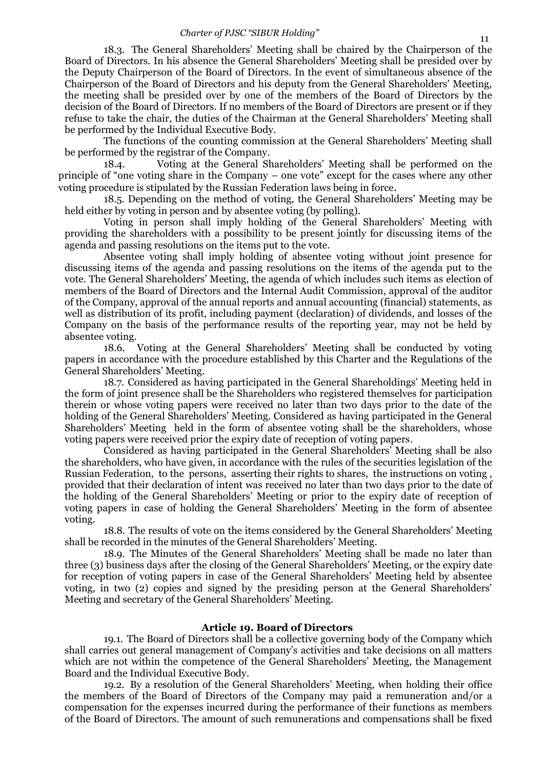18.3. The General Shareholders' Meeting shall be chaired by the Chairperson of the Board of Directors. In his absence the General Shareholders' Meeting shall be presided over by the Deputy Chairperson of the Board of Directors. In the event of simultaneous absence of the Chairperson of the Board of Directors and his deputy from the General Shareholders' Meeting, the meeting shall be presided over by one of the members of the Board of Directors by the decision of the Board of Directors. If no members of the Board of Directors are present or if they refuse to take the chair, the duties of the Chairman at the General Shareholders' Meeting shall be performed by the Individual Executive Body.

The functions of the counting commission at the General Shareholders' Meeting shall be performed by the registrar of the Company.

18.4. Voting at the General Shareholders' Meeting shall be performed on the principle of "one voting share in the Company – one vote" except for the cases where any other voting procedure is stipulated by the Russian Federation laws being in force.

18.5. Depending on the method of voting, the General Shareholders' Meeting may be held either by voting in person and by absentee voting (by polling).

Voting in person shall imply holding of the General Shareholders' Meeting with providing the shareholders with a possibility to be present jointly for discussing items of the agenda and passing resolutions on the items put to the vote.

Absentee voting shall imply holding of absentee voting without joint presence for discussing items of the agenda and passing resolutions on the items of the agenda put to the vote. The General Shareholders' Meeting, the agenda of which includes such items as election of members of the Board of Directors and the Internal Audit Commission, approval of the auditor of the Company, approval of the annual reports and annual accounting (financial) statements, as well as distribution of its profit, including payment (declaration) of dividends, and losses of the Company on the basis of the performance results of the reporting year, may not be held by absentee voting.

18.6. Voting at the General Shareholders' Meeting shall be conducted by voting papers in accordance with the procedure established by this Charter and the Regulations of the General Shareholders' Meeting.

18.7. Considered as having participated in the General Shareholdings' Meeting held in the form of joint presence shall be the Shareholders who registered themselves for participation therein or whose voting papers were received no later than two days prior to the date of the holding of the General Shareholders' Meeting. Considered as having participated in the General Shareholders' Meeting held in the form of absentee voting shall be the shareholders, whose voting papers were received prior the expiry date of reception of voting papers.

Considered as having participated in the General Shareholders' Meeting shall be also the shareholders, who have given, in accordance with the rules of the securities legislation of the Russian Federation, to the persons, asserting their rights to shares, the instructions on voting , provided that their declaration of intent was received no later than two days prior to the date of the holding of the General Shareholders' Meeting or prior to the expiry date of reception of voting papers in case of holding the General Shareholders' Meeting in the form of absentee voting.

18.8. The results of vote on the items considered by the General Shareholders' Meeting shall be recorded in the minutes of the General Shareholders' Meeting.

18.9. The Minutes of the General Shareholders' Meeting shall be made no later than three (3) business days after the closing of the General Shareholders' Meeting, or the expiry date for reception of voting papers in case of the General Shareholders' Meeting held by absentee voting, in two (2) copies and signed by the presiding person at the General Shareholders' Meeting and secretary of the General Shareholders' Meeting.

### Article 19. Board of Directors

19.1. The Board of Directors shall be a collective governing body of the Company which shall carries out general management of Company's activities and take decisions on all matters which are not within the competence of the General Shareholders' Meeting, the Management Board and the Individual Executive Body.

19.2. By a resolution of the General Shareholders' Meeting, when holding their office the members of the Board of Directors of the Company may paid a remuneration and/or a compensation for the expenses incurred during the performance of their functions as members of the Board of Directors. The amount of such remunerations and compensations shall be fixed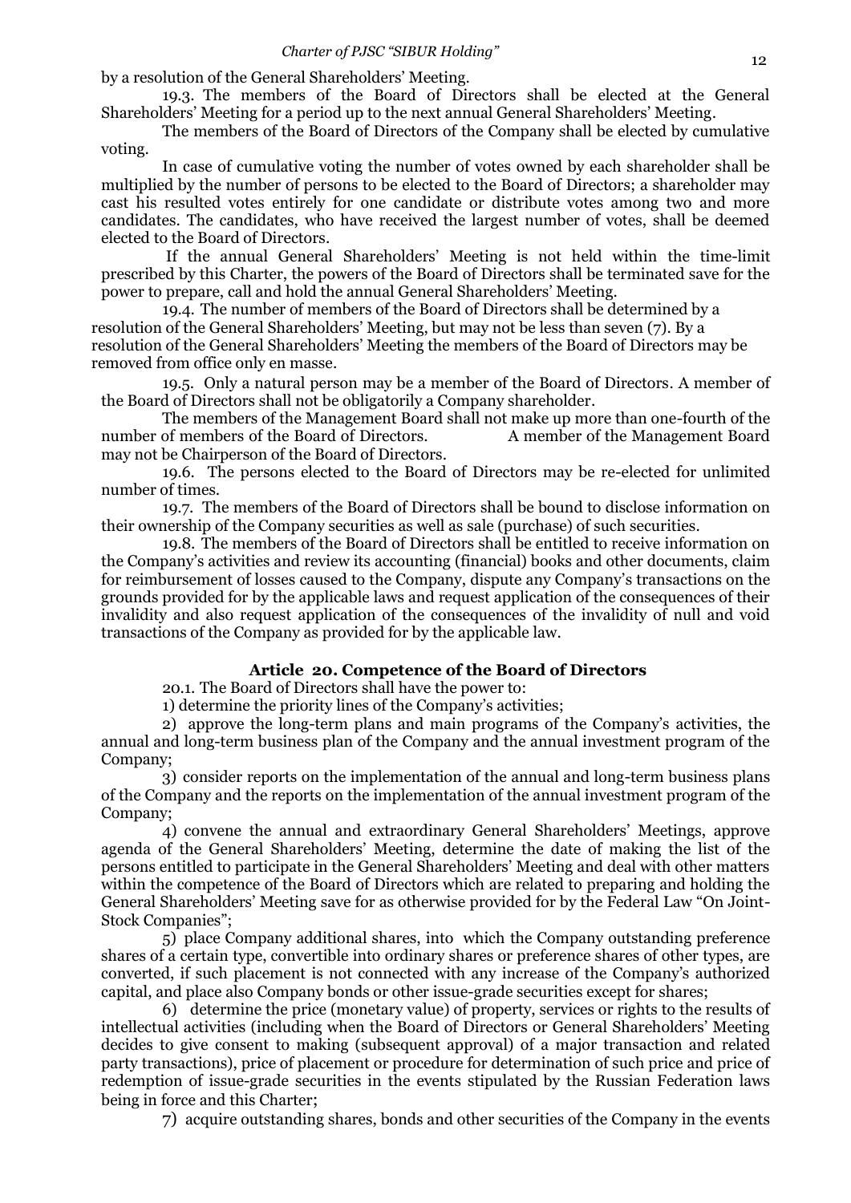by a resolution of the General Shareholders' Meeting.

19.3. The members of the Board of Directors shall be elected at the General Shareholders' Meeting for a period up to the next annual General Shareholders' Meeting.

The members of the Board of Directors of the Company shall be elected by cumulative voting.

In case of cumulative voting the number of votes owned by each shareholder shall be multiplied by the number of persons to be elected to the Board of Directors; a shareholder may cast his resulted votes entirely for one candidate or distribute votes among two and more candidates. The candidates, who have received the largest number of votes, shall be deemed elected to the Board of Directors.

If the annual General Shareholders' Meeting is not held within the time-limit prescribed by this Charter, the powers of the Board of Directors shall be terminated save for the power to prepare, call and hold the annual General Shareholders' Meeting.

19.4. The number of members of the Board of Directors shall be determined by a resolution of the General Shareholders' Meeting, but may not be less than seven (7). By a resolution of the General Shareholders' Meeting the members of the Board of Directors may be removed from office only en masse.

19.5. Only a natural person may be a member of the Board of Directors. A member of the Board of Directors shall not be obligatorily a Company shareholder.

The members of the Management Board shall not make up more than one-fourth of the number of members of the Board of Directors. A member of the Management Board may not be Chairperson of the Board of Directors.

19.6. The persons elected to the Board of Directors may be re-elected for unlimited number of times.

19.7. The members of the Board of Directors shall be bound to disclose information on their ownership of the Company securities as well as sale (purchase) of such securities.

19.8. The members of the Board of Directors shall be entitled to receive information on the Company's activities and review its accounting (financial) books and other documents, claim for reimbursement of losses caused to the Company, dispute any Company's transactions on the grounds provided for by the applicable laws and request application of the consequences of their invalidity and also request application of the consequences of the invalidity of null and void transactions of the Company as provided for by the applicable law.

### Article 20. Competence of the Board of Directors

20.1. The Board of Directors shall have the power to:

1) determine the priority lines of the Company's activities;

2) approve the long-term plans and main programs of the Company's activities, the annual and long-term business plan of the Company and the annual investment program of the Company;

3) consider reports on the implementation of the annual and long-term business plans of the Company and the reports on the implementation of the annual investment program of the Company;

4) convene the annual and extraordinary General Shareholders' Meetings, approve agenda of the General Shareholders' Meeting, determine the date of making the list of the persons entitled to participate in the General Shareholders' Meeting and deal with other matters within the competence of the Board of Directors which are related to preparing and holding the General Shareholders' Meeting save for as otherwise provided for by the Federal Law "On Joint-Stock Companies";

5) place Company additional shares, into which the Company outstanding preference shares of a certain type, convertible into ordinary shares or preference shares of other types, are converted, if such placement is not connected with any increase of the Company's authorized capital, and place also Company bonds or other issue-grade securities except for shares;

6) determine the price (monetary value) of property, services or rights to the results of intellectual activities (including when the Board of Directors or General Shareholders' Meeting decides to give consent to making (subsequent approval) of a major transaction and related party transactions), price of placement or procedure for determination of such price and price of redemption of issue-grade securities in the events stipulated by the Russian Federation laws being in force and this Charter;

7) acquire outstanding shares, bonds and other securities of the Company in the events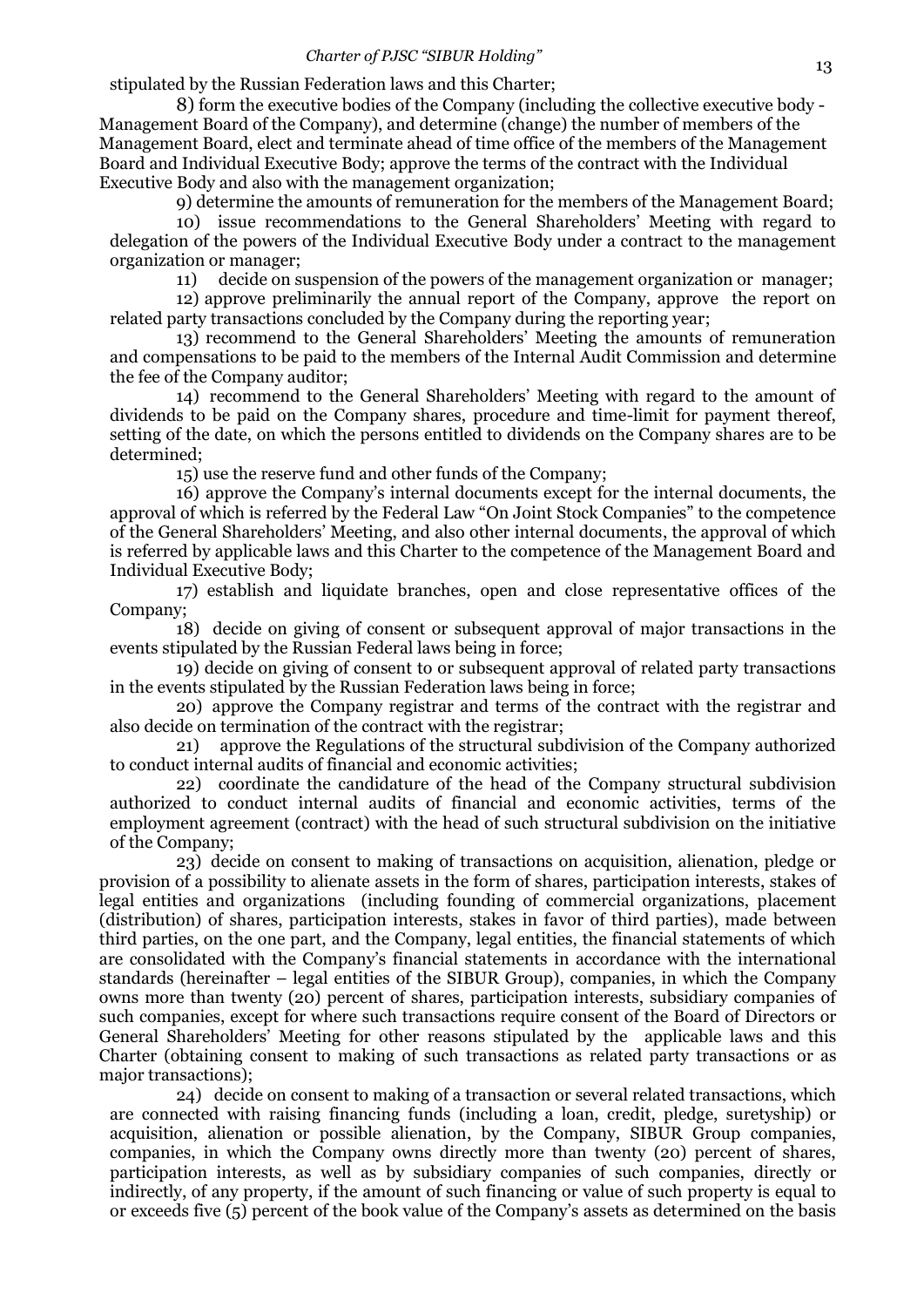stipulated by the Russian Federation laws and this Charter;

8) form the executive bodies of the Company (including the collective executive body - Management Board of the Company), and determine (change) the number of members of the Management Board, elect and terminate ahead of time office of the members of the Management Board and Individual Executive Body; approve the terms of the contract with the Individual Executive Body and also with the management organization;

9) determine the amounts of remuneration for the members of the Management Board;

10) issue recommendations to the General Shareholders' Meeting with regard to delegation of the powers of the Individual Executive Body under a contract to the management organization or manager;

11) decide on suspension of the powers of the management organization or manager;

12) approve preliminarily the annual report of the Company, approve the report on related party transactions concluded by the Company during the reporting year;

13) recommend to the General Shareholders' Meeting the amounts of remuneration and compensations to be paid to the members of the Internal Audit Commission and determine the fee of the Company auditor;

14) recommend to the General Shareholders' Meeting with regard to the amount of dividends to be paid on the Company shares, procedure and time-limit for payment thereof, setting of the date, on which the persons entitled to dividends on the Company shares are to be determined;

15) use the reserve fund and other funds of the Company;

16) approve the Company's internal documents except for the internal documents, the approval of which is referred by the Federal Law "On Joint Stock Companies" to the competence of the General Shareholders' Meeting, and also other internal documents, the approval of which is referred by applicable laws and this Charter to the competence of the Management Board and Individual Executive Body;

17) establish and liquidate branches, open and close representative offices of the Company;

18) decide on giving of consent or subsequent approval of major transactions in the events stipulated by the Russian Federal laws being in force;

19) decide on giving of consent to or subsequent approval of related party transactions in the events stipulated by the Russian Federation laws being in force;

20) approve the Company registrar and terms of the contract with the registrar and also decide on termination of the contract with the registrar;

21) approve the Regulations of the structural subdivision of the Company authorized to conduct internal audits of financial and economic activities;

22) coordinate the candidature of the head of the Company structural subdivision authorized to conduct internal audits of financial and economic activities, terms of the employment agreement (contract) with the head of such structural subdivision on the initiative of the Company;

23) decide on consent to making of transactions on acquisition, alienation, pledge or provision of a possibility to alienate assets in the form of shares, participation interests, stakes of legal entities and organizations (including founding of commercial organizations, placement (distribution) of shares, participation interests, stakes in favor of third parties), made between third parties, on the one part, and the Company, legal entities, the financial statements of which are consolidated with the Company's financial statements in accordance with the international standards (hereinafter – legal entities of the SIBUR Group), companies, in which the Company owns more than twenty (20) percent of shares, participation interests, subsidiary companies of such companies, except for where such transactions require consent of the Board of Directors or General Shareholders' Meeting for other reasons stipulated by the applicable laws and this Charter (obtaining consent to making of such transactions as related party transactions or as major transactions);

24) decide on consent to making of a transaction or several related transactions, which are connected with raising financing funds (including a loan, credit, pledge, suretyship) or acquisition, alienation or possible alienation, by the Company, SIBUR Group companies, companies, in which the Company owns directly more than twenty (20) percent of shares, participation interests, as well as by subsidiary companies of such companies, directly or indirectly, of any property, if the amount of such financing or value of such property is equal to or exceeds five (5) percent of the book value of the Company's assets as determined on the basis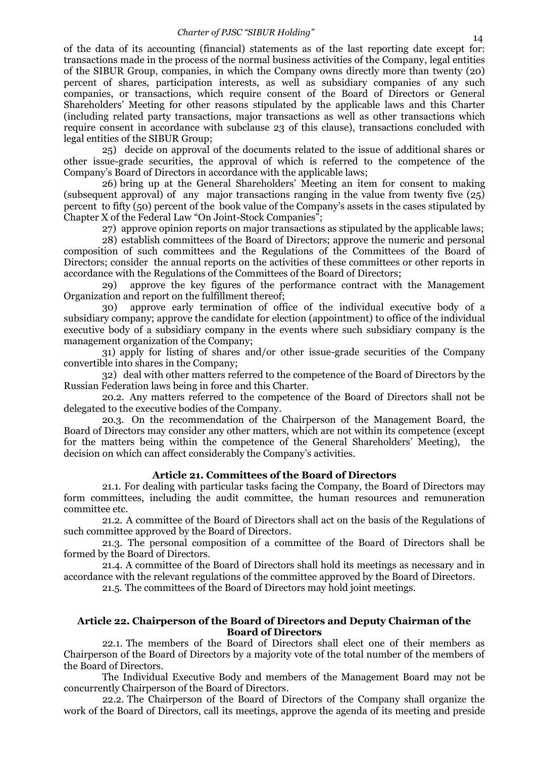of the data of its accounting (financial) statements as of the last reporting date except for: transactions made in the process of the normal business activities of the Company, legal entities of the SIBUR Group, companies, in which the Company owns directly more than twenty (20) percent of shares, participation interests, as well as subsidiary companies of any such companies, or transactions, which require consent of the Board of Directors or General Shareholders' Meeting for other reasons stipulated by the applicable laws and this Charter (including related party transactions, major transactions as well as other transactions which require consent in accordance with subclause 23 of this clause), transactions concluded with legal entities of the SIBUR Group;

25) decide on approval of the documents related to the issue of additional shares or other issue-grade securities, the approval of which is referred to the competence of the Company's Board of Directors in accordance with the applicable laws;

26) bring up at the General Shareholders' Meeting an item for consent to making (subsequent approval) of any major transactions ranging in the value from twenty five (25) percent to fifty (50) percent of the book value of the Company's assets in the cases stipulated by Chapter X of the Federal Law "On Joint-Stock Companies";

27) approve opinion reports on major transactions as stipulated by the applicable laws;

28) establish committees of the Board of Directors; approve the numeric and personal composition of such committees and the Regulations of the Committees of the Board of Directors; consider the annual reports on the activities of these committees or other reports in accordance with the Regulations of the Committees of the Board of Directors;

29) approve the key figures of the performance contract with the Management Organization and report on the fulfillment thereof;

30) approve early termination of office of the individual executive body of a subsidiary company; approve the candidate for election (appointment) to office of the individual executive body of a subsidiary company in the events where such subsidiary company is the management organization of the Company;

31) apply for listing of shares and/or other issue-grade securities of the Company convertible into shares in the Company;

32) deal with other matters referred to the competence of the Board of Directors by the Russian Federation laws being in force and this Charter.

20.2. Any matters referred to the competence of the Board of Directors shall not be delegated to the executive bodies of the Company.

20.3. On the recommendation of the Chairperson of the Management Board, the Board of Directors may consider any other matters, which are not within its competence (except for the matters being within the competence of the General Shareholders' Meeting), the decision on which can affect considerably the Company's activities.

### Article 21. Committees of the Board of Directors

21.1. For dealing with particular tasks facing the Company, the Board of Directors may form committees, including the audit committee, the human resources and remuneration committee etc.

21.2. A committee of the Board of Directors shall act on the basis of the Regulations of such committee approved by the Board of Directors.

21.3. The personal composition of a committee of the Board of Directors shall be formed by the Board of Directors.

21.4. A committee of the Board of Directors shall hold its meetings as necessary and in accordance with the relevant regulations of the committee approved by the Board of Directors.

21.5. The committees of the Board of Directors may hold joint meetings.

### Article 22. Chairperson of the Board of Directors and Deputy Chairman of the Board of Directors

22.1. The members of the Board of Directors shall elect one of their members as Chairperson of the Board of Directors by a majority vote of the total number of the members of the Board of Directors.

The Individual Executive Body and members of the Management Board may not be concurrently Chairperson of the Board of Directors.

22.2. The Chairperson of the Board of Directors of the Company shall organize the work of the Board of Directors, call its meetings, approve the agenda of its meeting and preside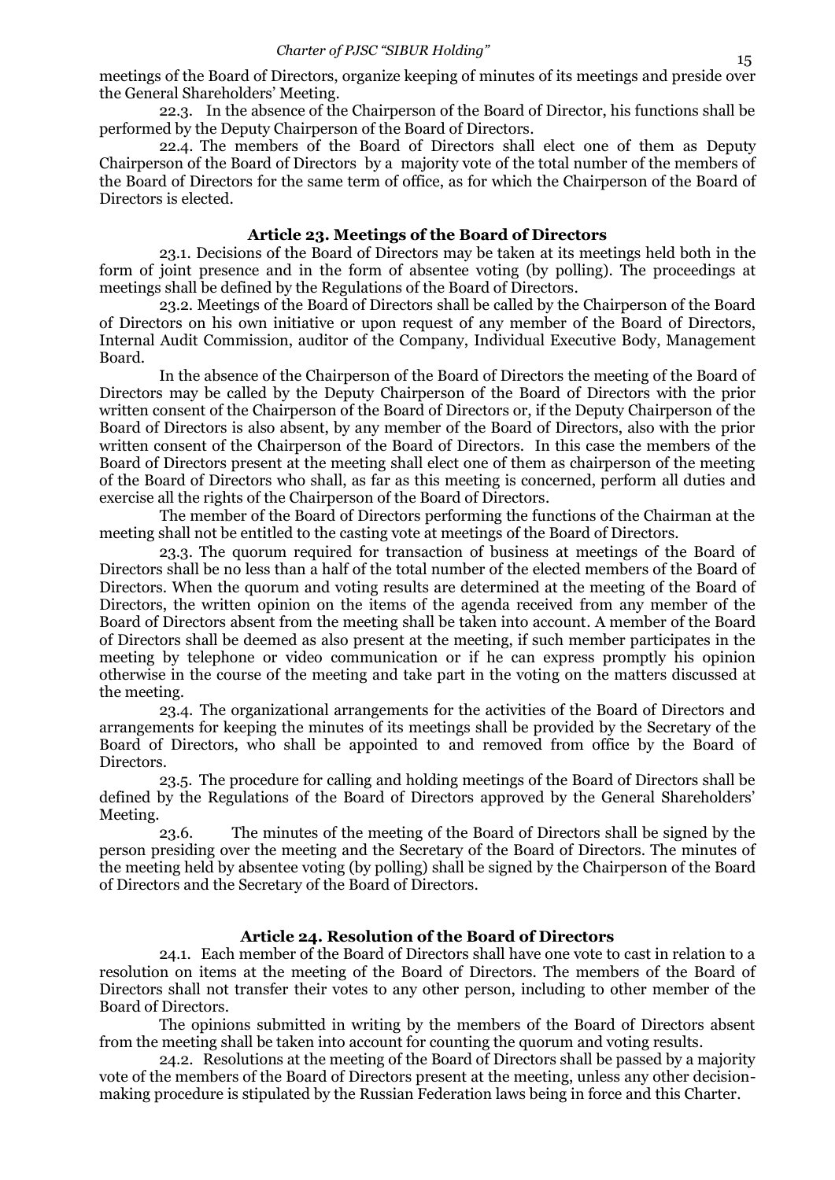meetings of the Board of Directors, organize keeping of minutes of its meetings and preside over the General Shareholders' Meeting.

22.3. In the absence of the Chairperson of the Board of Director, his functions shall be performed by the Deputy Chairperson of the Board of Directors.

22.4. The members of the Board of Directors shall elect one of them as Deputy Chairperson of the Board of Directors by a majority vote of the total number of the members of the Board of Directors for the same term of office, as for which the Chairperson of the Board of Directors is elected.

### Article 23. Meetings of the Board of Directors

23.1. Decisions of the Board of Directors may be taken at its meetings held both in the form of joint presence and in the form of absentee voting (by polling). The proceedings at meetings shall be defined by the Regulations of the Board of Directors.

23.2. Meetings of the Board of Directors shall be called by the Chairperson of the Board of Directors on his own initiative or upon request of any member of the Board of Directors, Internal Audit Commission, auditor of the Company, Individual Executive Body, Management Board.

In the absence of the Chairperson of the Board of Directors the meeting of the Board of Directors may be called by the Deputy Chairperson of the Board of Directors with the prior written consent of the Chairperson of the Board of Directors or, if the Deputy Chairperson of the Board of Directors is also absent, by any member of the Board of Directors, also with the prior written consent of the Chairperson of the Board of Directors. In this case the members of the Board of Directors present at the meeting shall elect one of them as chairperson of the meeting of the Board of Directors who shall, as far as this meeting is concerned, perform all duties and exercise all the rights of the Chairperson of the Board of Directors.

The member of the Board of Directors performing the functions of the Chairman at the meeting shall not be entitled to the casting vote at meetings of the Board of Directors.

23.3. The quorum required for transaction of business at meetings of the Board of Directors shall be no less than a half of the total number of the elected members of the Board of Directors. When the quorum and voting results are determined at the meeting of the Board of Directors, the written opinion on the items of the agenda received from any member of the Board of Directors absent from the meeting shall be taken into account. A member of the Board of Directors shall be deemed as also present at the meeting, if such member participates in the meeting by telephone or video communication or if he can express promptly his opinion otherwise in the course of the meeting and take part in the voting on the matters discussed at the meeting.

23.4. The organizational arrangements for the activities of the Board of Directors and arrangements for keeping the minutes of its meetings shall be provided by the Secretary of the Board of Directors, who shall be appointed to and removed from office by the Board of Directors.

23.5. The procedure for calling and holding meetings of the Board of Directors shall be defined by the Regulations of the Board of Directors approved by the General Shareholders' Meeting.

23.6. The minutes of the meeting of the Board of Directors shall be signed by the person presiding over the meeting and the Secretary of the Board of Directors. The minutes of the meeting held by absentee voting (by polling) shall be signed by the Chairperson of the Board of Directors and the Secretary of the Board of Directors.

### Article 24. Resolution of the Board of Directors

24.1. Each member of the Board of Directors shall have one vote to cast in relation to a resolution on items at the meeting of the Board of Directors. The members of the Board of Directors shall not transfer their votes to any other person, including to other member of the Board of Directors.

The opinions submitted in writing by the members of the Board of Directors absent from the meeting shall be taken into account for counting the quorum and voting results.

24.2. Resolutions at the meeting of the Board of Directors shall be passed by a majority vote of the members of the Board of Directors present at the meeting, unless any other decision-making procedure is stipulated by the Russian Federation laws being in force and this Charter.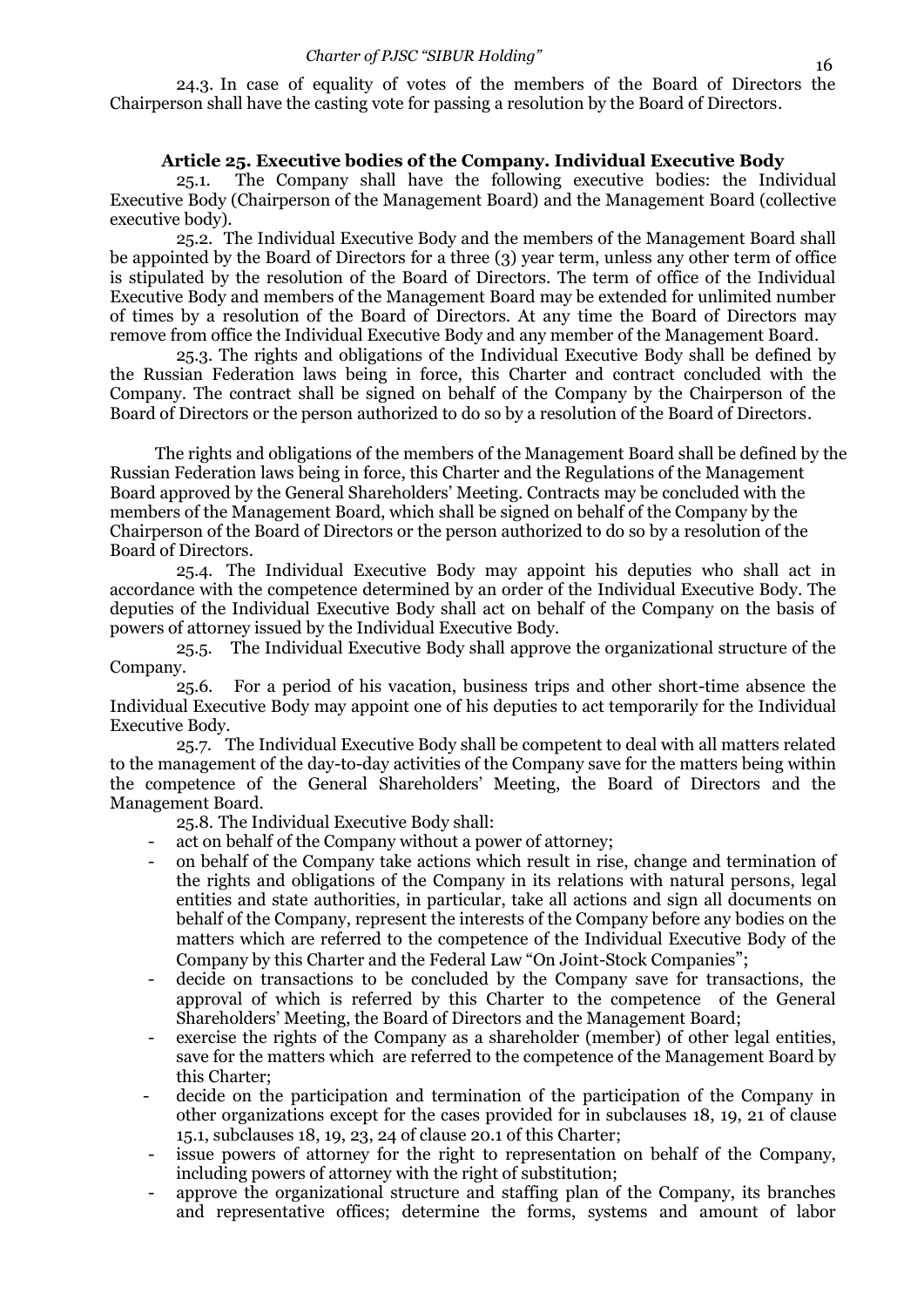24.3. In case of equality of votes of the members of the Board of Directors the Chairperson shall have the casting vote for passing a resolution by the Board of Directors.

### Article 25. Executive bodies of the Company. Individual Executive Body

25.1. The Company shall have the following executive bodies: the Individual Executive Body (Chairperson of the Management Board) and the Management Board (collective executive body).

25.2. The Individual Executive Body and the members of the Management Board shall be appointed by the Board of Directors for a three (3) year term, unless any other term of office is stipulated by the resolution of the Board of Directors. The term of office of the Individual Executive Body and members of the Management Board may be extended for unlimited number of times by a resolution of the Board of Directors. At any time the Board of Directors may remove from office the Individual Executive Body and any member of the Management Board.

25.3. The rights and obligations of the Individual Executive Body shall be defined by the Russian Federation laws being in force, this Charter and contract concluded with the Company. The contract shall be signed on behalf of the Company by the Chairperson of the Board of Directors or the person authorized to do so by a resolution of the Board of Directors.

The rights and obligations of the members of the Management Board shall be defined by the Russian Federation laws being in force, this Charter and the Regulations of the Management Board approved by the General Shareholders' Meeting. Contracts may be concluded with the members of the Management Board, which shall be signed on behalf of the Company by the Chairperson of the Board of Directors or the person authorized to do so by a resolution of the Board of Directors.

25.4. The Individual Executive Body may appoint his deputies who shall act in accordance with the competence determined by an order of the Individual Executive Body. The deputies of the Individual Executive Body shall act on behalf of the Company on the basis of powers of attorney issued by the Individual Executive Body.

25.5. The Individual Executive Body shall approve the organizational structure of the Company.

25.6. For a period of his vacation, business trips and other short-time absence the Individual Executive Body may appoint one of his deputies to act temporarily for the Individual Executive Body.

25.7. The Individual Executive Body shall be competent to deal with all matters related to the management of the day-to-day activities of the Company save for the matters being within the competence of the General Shareholders' Meeting, the Board of Directors and the Management Board.

25.8. The Individual Executive Body shall:

- act on behalf of the Company without a power of attorney;
- on behalf of the Company take actions which result in rise, change and termination of the rights and obligations of the Company in its relations with natural persons, legal entities and state authorities, in particular, take all actions and sign all documents on behalf of the Company, represent the interests of the Company before any bodies on the matters which are referred to the competence of the Individual Executive Body of the Company by this Charter and the Federal Law "On Joint-Stock Companies";
- decide on transactions to be concluded by the Company save for transactions, the approval of which is referred by this Charter to the competence of the General Shareholders' Meeting, the Board of Directors and the Management Board;
- exercise the rights of the Company as a shareholder (member) of other legal entities, save for the matters which are referred to the competence of the Management Board by this Charter;
- decide on the participation and termination of the participation of the Company in other organizations except for the cases provided for in subclauses 18, 19, 21 of clause 15.1, subclauses 18, 19, 23, 24 of clause 20.1 of this Charter;
- issue powers of attorney for the right to representation on behalf of the Company, including powers of attorney with the right of substitution;
- approve the organizational structure and staffing plan of the Company, its branches and representative offices; determine the forms, systems and amount of labor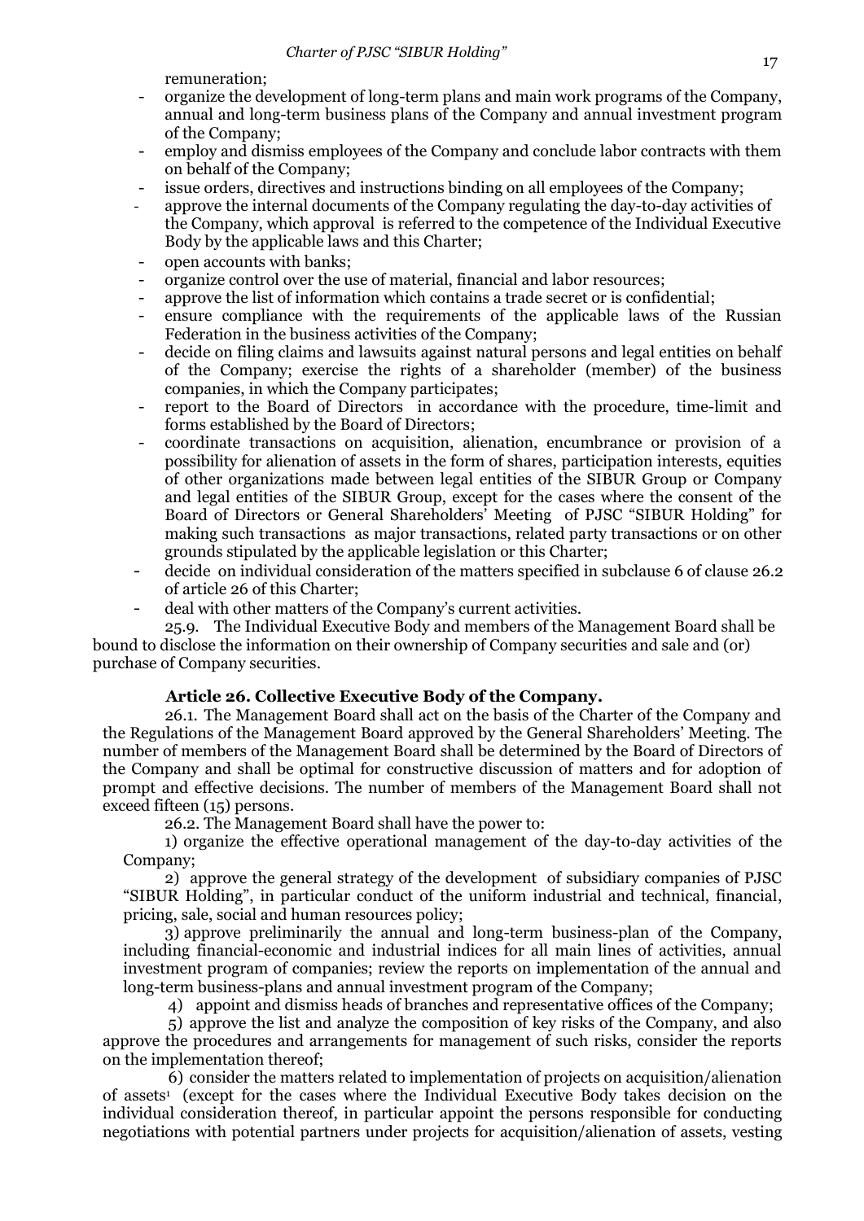remuneration;

- organize the development of long-term plans and main work programs of the Company, annual and long-term business plans of the Company and annual investment program of the Company;
- employ and dismiss employees of the Company and conclude labor contracts with them on behalf of the Company;
- issue orders, directives and instructions binding on all employees of the Company;
- approve the internal documents of the Company regulating the day-to-day activities of the Company, which approval is referred to the competence of the Individual Executive Body by the applicable laws and this Charter;
- open accounts with banks;
- organize control over the use of material, financial and labor resources;
- approve the list of information which contains a trade secret or is confidential;
- ensure compliance with the requirements of the applicable laws of the Russian Federation in the business activities of the Company;
- decide on filing claims and lawsuits against natural persons and legal entities on behalf of the Company; exercise the rights of a shareholder (member) of the business companies, in which the Company participates;
- report to the Board of Directors in accordance with the procedure, time-limit and forms established by the Board of Directors;
- coordinate transactions on acquisition, alienation, encumbrance or provision of a possibility for alienation of assets in the form of shares, participation interests, equities of other organizations made between legal entities of the SIBUR Group or Company and legal entities of the SIBUR Group, except for the cases where the consent of the Board of Directors or General Shareholders' Meeting of PJSC "SIBUR Holding" for making such transactions as major transactions, related party transactions or on other grounds stipulated by the applicable legislation or this Charter;
- decide on individual consideration of the matters specified in subclause 6 of clause 26.2 of article 26 of this Charter;
- deal with other matters of the Company's current activities.

25.9. The Individual Executive Body and members of the Management Board shall be bound to disclose the information on their ownership of Company securities and sale and (or) purchase of Company securities.

**Article 26. Collective Executive Body of the Company.**

26.1. The Management Board shall act on the basis of the Charter of the Company and the Regulations of the Management Board approved by the General Shareholders' Meeting. The number of members of the Management Board shall be determined by the Board of Directors of the Company and shall be optimal for constructive discussion of matters and for adoption of prompt and effective decisions. The number of members of the Management Board shall not exceed fifteen (15) persons.

26.2. The Management Board shall have the power to:

1) organize the effective operational management of the day-to-day activities of the Company;

2) approve the general strategy of the development of subsidiary companies of PJSC "SIBUR Holding", in particular conduct of the uniform industrial and technical, financial, pricing, sale, social and human resources policy;

3) approve preliminarily the annual and long-term business-plan of the Company, including financial-economic and industrial indices for all main lines of activities, annual investment program of companies; review the reports on implementation of the annual and long-term business-plans and annual investment program of the Company;

4) appoint and dismiss heads of branches and representative offices of the Company;

5) approve the list and analyze the composition of key risks of the Company, and also approve the procedures and arrangements for management of such risks, consider the reports on the implementation thereof;

6) consider the matters related to implementation of projects on acquisition/alienation of assets[1] (except for the cases where the Individual Executive Body takes decision on the individual consideration thereof, in particular appoint the persons responsible for conducting negotiations with potential partners under projects for acquisition/alienation of assets, vesting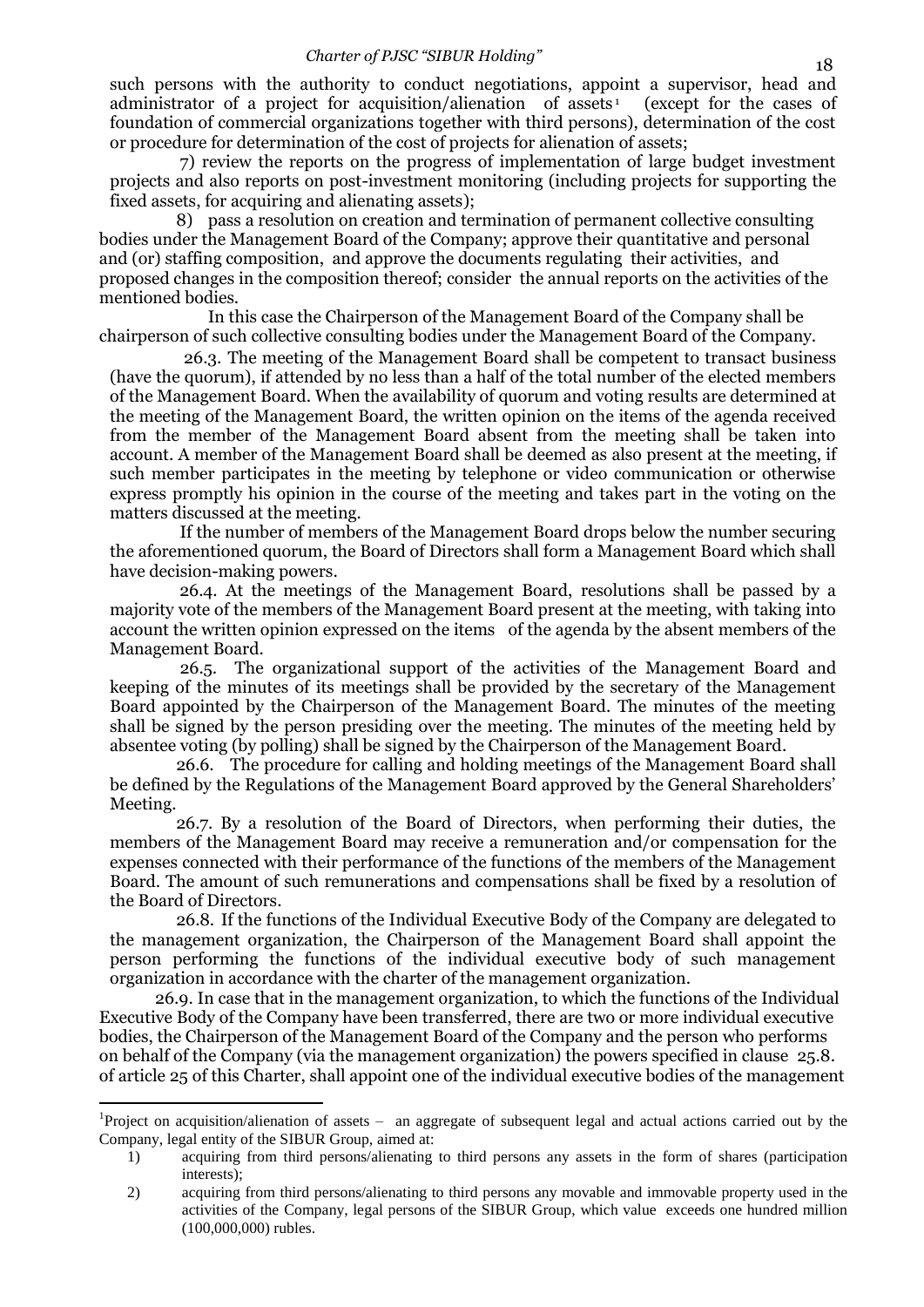such persons with the authority to conduct negotiations, appoint a supervisor, head and administrator of a project for acquisition/alienation of assets[1] (except for the cases of foundation of commercial organizations together with third persons), determination of the cost or procedure for determination of the cost of projects for alienation of assets;

7) review the reports on the progress of implementation of large budget investment projects and also reports on post-investment monitoring (including projects for supporting the fixed assets, for acquiring and alienating assets);

8) pass a resolution on creation and termination of permanent collective consulting bodies under the Management Board of the Company; approve their quantitative and personal and (or) staffing composition, and approve the documents regulating their activities, and proposed changes in the composition thereof; consider the annual reports on the activities of the mentioned bodies.

In this case the Chairperson of the Management Board of the Company shall be chairperson of such collective consulting bodies under the Management Board of the Company.

26.3. The meeting of the Management Board shall be competent to transact business (have the quorum), if attended by no less than a half of the total number of the elected members of the Management Board. When the availability of quorum and voting results are determined at the meeting of the Management Board, the written opinion on the items of the agenda received from the member of the Management Board absent from the meeting shall be taken into account. A member of the Management Board shall be deemed as also present at the meeting, if such member participates in the meeting by telephone or video communication or otherwise express promptly his opinion in the course of the meeting and takes part in the voting on the matters discussed at the meeting.

If the number of members of the Management Board drops below the number securing the aforementioned quorum, the Board of Directors shall form a Management Board which shall have decision-making powers.

26.4. At the meetings of the Management Board, resolutions shall be passed by a majority vote of the members of the Management Board present at the meeting, with taking into account the written opinion expressed on the items of the agenda by the absent members of the Management Board.

26.5. The organizational support of the activities of the Management Board and keeping of the minutes of its meetings shall be provided by the secretary of the Management Board appointed by the Chairperson of the Management Board. The minutes of the meeting shall be signed by the person presiding over the meeting. The minutes of the meeting held by absentee voting (by polling) shall be signed by the Chairperson of the Management Board.

26.6. The procedure for calling and holding meetings of the Management Board shall be defined by the Regulations of the Management Board approved by the General Shareholders' Meeting.

26.7. By a resolution of the Board of Directors, when performing their duties, the members of the Management Board may receive a remuneration and/or compensation for the expenses connected with their performance of the functions of the members of the Management Board. The amount of such remunerations and compensations shall be fixed by a resolution of the Board of Directors.

26.8. If the functions of the Individual Executive Body of the Company are delegated to the management organization, the Chairperson of the Management Board shall appoint the person performing the functions of the individual executive body of such management organization in accordance with the charter of the management organization.

26.9. In case that in the management organization, to which the functions of the Individual Executive Body of the Company have been transferred, there are two or more individual executive bodies, the Chairperson of the Management Board of the Company and the person who performs on behalf of the Company (via the management organization) the powers specified in clause 25.8. of article 25 of this Charter, shall appoint one of the individual executive bodies of the management

---

[1] Project on acquisition/alienation of assets – an aggregate of subsequent legal and actual actions carried out by the Company, legal entity of the SIBUR Group, aimed at:

1) acquiring from third persons/alienating to third persons any assets in the form of shares (participation interests);
2) acquiring from third persons/alienating to third persons any movable and immovable property used in the activities of the Company, legal persons of the SIBUR Group, which value exceeds one hundred million (100,000,000) rubles.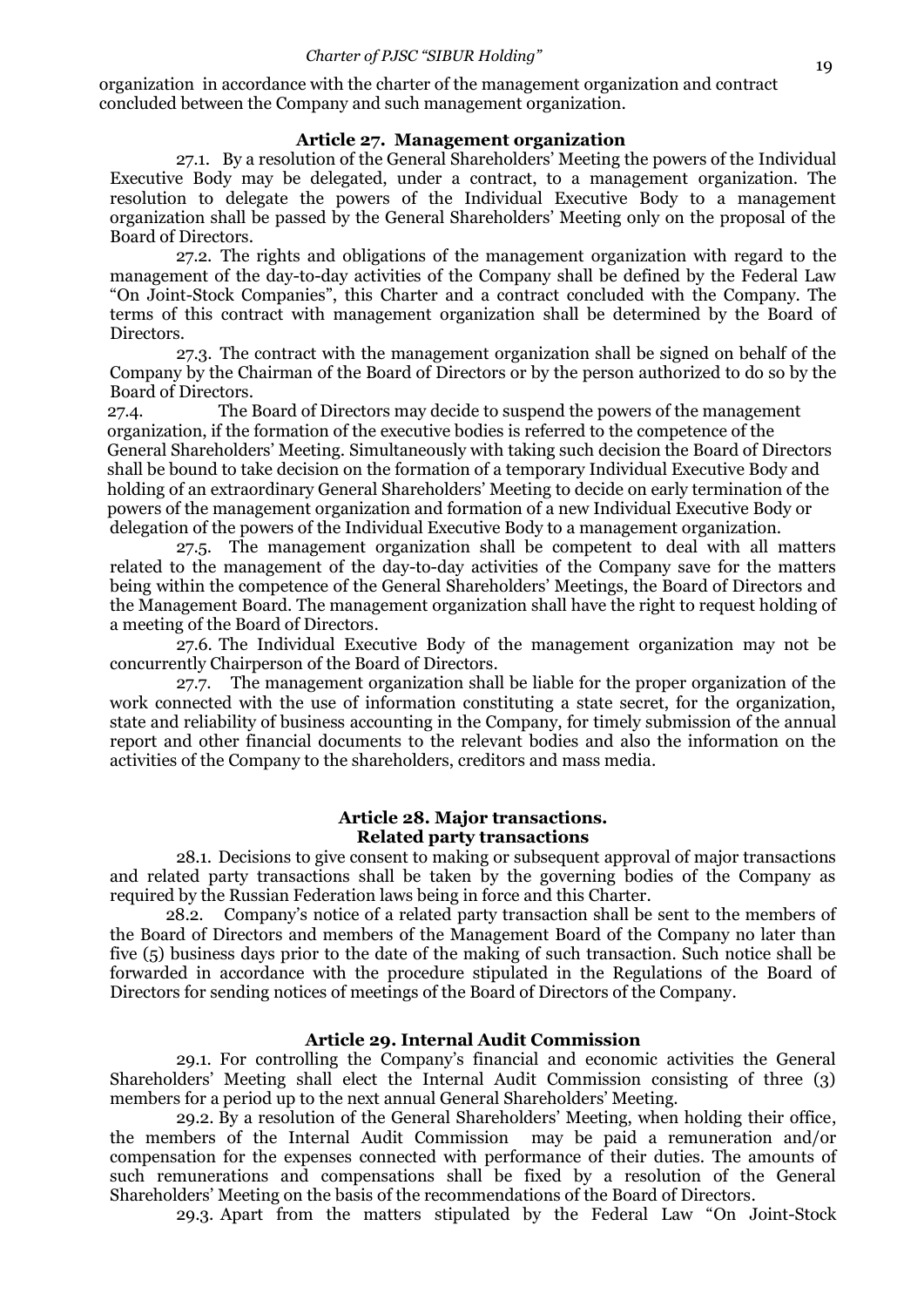organization in accordance with the charter of the management organization and contract concluded between the Company and such management organization.

### Article 27. Management organization

27.1. By a resolution of the General Shareholders' Meeting the powers of the Individual Executive Body may be delegated, under a contract, to a management organization. The resolution to delegate the powers of the Individual Executive Body to a management organization shall be passed by the General Shareholders' Meeting only on the proposal of the Board of Directors.

27.2. The rights and obligations of the management organization with regard to the management of the day-to-day activities of the Company shall be defined by the Federal Law "On Joint-Stock Companies", this Charter and a contract concluded with the Company. The terms of this contract with management organization shall be determined by the Board of Directors.

27.3. The contract with the management organization shall be signed on behalf of the Company by the Chairman of the Board of Directors or by the person authorized to do so by the Board of Directors.

27.4. The Board of Directors may decide to suspend the powers of the management organization, if the formation of the executive bodies is referred to the competence of the General Shareholders' Meeting. Simultaneously with taking such decision the Board of Directors shall be bound to take decision on the formation of a temporary Individual Executive Body and holding of an extraordinary General Shareholders' Meeting to decide on early termination of the powers of the management organization and formation of a new Individual Executive Body or delegation of the powers of the Individual Executive Body to a management organization.

27.5. The management organization shall be competent to deal with all matters related to the management of the day-to-day activities of the Company save for the matters being within the competence of the General Shareholders' Meetings, the Board of Directors and the Management Board. The management organization shall have the right to request holding of a meeting of the Board of Directors.

27.6. The Individual Executive Body of the management organization may not be concurrently Chairperson of the Board of Directors.

27.7. The management organization shall be liable for the proper organization of the work connected with the use of information constituting a state secret, for the organization, state and reliability of business accounting in the Company, for timely submission of the annual report and other financial documents to the relevant bodies and also the information on the activities of the Company to the shareholders, creditors and mass media.

### Article 28. Major transactions. Related party transactions

28.1. Decisions to give consent to making or subsequent approval of major transactions and related party transactions shall be taken by the governing bodies of the Company as required by the Russian Federation laws being in force and this Charter.

28.2. Company's notice of a related party transaction shall be sent to the members of the Board of Directors and members of the Management Board of the Company no later than five (5) business days prior to the date of the making of such transaction. Such notice shall be forwarded in accordance with the procedure stipulated in the Regulations of the Board of Directors for sending notices of meetings of the Board of Directors of the Company.

### Article 29. Internal Audit Commission

29.1. For controlling the Company's financial and economic activities the General Shareholders' Meeting shall elect the Internal Audit Commission consisting of three (3) members for a period up to the next annual General Shareholders' Meeting.

29.2. By a resolution of the General Shareholders' Meeting, when holding their office, the members of the Internal Audit Commission may be paid a remuneration and/or compensation for the expenses connected with performance of their duties. The amounts of such remunerations and compensations shall be fixed by a resolution of the General Shareholders' Meeting on the basis of the recommendations of the Board of Directors.

29.3. Apart from the matters stipulated by the Federal Law "On Joint-Stock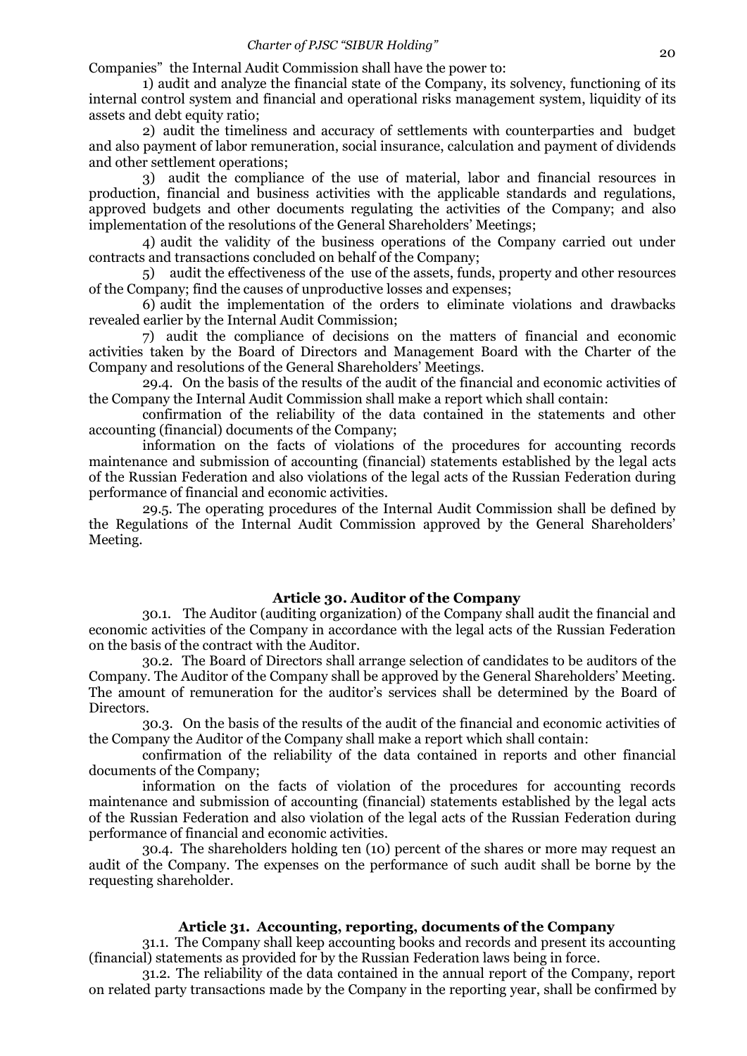Companies" the Internal Audit Commission shall have the power to:

1) audit and analyze the financial state of the Company, its solvency, functioning of its internal control system and financial and operational risks management system, liquidity of its assets and debt equity ratio;

2) audit the timeliness and accuracy of settlements with counterparties and budget and also payment of labor remuneration, social insurance, calculation and payment of dividends and other settlement operations;

3) audit the compliance of the use of material, labor and financial resources in production, financial and business activities with the applicable standards and regulations, approved budgets and other documents regulating the activities of the Company; and also implementation of the resolutions of the General Shareholders' Meetings;

4) audit the validity of the business operations of the Company carried out under contracts and transactions concluded on behalf of the Company;

5) audit the effectiveness of the use of the assets, funds, property and other resources of the Company; find the causes of unproductive losses and expenses;

6) audit the implementation of the orders to eliminate violations and drawbacks revealed earlier by the Internal Audit Commission;

7) audit the compliance of decisions on the matters of financial and economic activities taken by the Board of Directors and Management Board with the Charter of the Company and resolutions of the General Shareholders' Meetings.

29.4. On the basis of the results of the audit of the financial and economic activities of the Company the Internal Audit Commission shall make a report which shall contain:

confirmation of the reliability of the data contained in the statements and other accounting (financial) documents of the Company;

information on the facts of violations of the procedures for accounting records maintenance and submission of accounting (financial) statements established by the legal acts of the Russian Federation and also violations of the legal acts of the Russian Federation during performance of financial and economic activities.

29.5. The operating procedures of the Internal Audit Commission shall be defined by the Regulations of the Internal Audit Commission approved by the General Shareholders' Meeting.

## Article 30. Auditor of the Company

30.1. The Auditor (auditing organization) of the Company shall audit the financial and economic activities of the Company in accordance with the legal acts of the Russian Federation on the basis of the contract with the Auditor.

30.2. The Board of Directors shall arrange selection of candidates to be auditors of the Company. The Auditor of the Company shall be approved by the General Shareholders' Meeting. The amount of remuneration for the auditor's services shall be determined by the Board of Directors.

30.3. On the basis of the results of the audit of the financial and economic activities of the Company the Auditor of the Company shall make a report which shall contain:

confirmation of the reliability of the data contained in reports and other financial documents of the Company;

information on the facts of violation of the procedures for accounting records maintenance and submission of accounting (financial) statements established by the legal acts of the Russian Federation and also violation of the legal acts of the Russian Federation during performance of financial and economic activities.

30.4. The shareholders holding ten (10) percent of the shares or more may request an audit of the Company. The expenses on the performance of such audit shall be borne by the requesting shareholder.

## Article 31. Accounting, reporting, documents of the Company

31.1. The Company shall keep accounting books and records and present its accounting (financial) statements as provided for by the Russian Federation laws being in force.

31.2. The reliability of the data contained in the annual report of the Company, report on related party transactions made by the Company in the reporting year, shall be confirmed by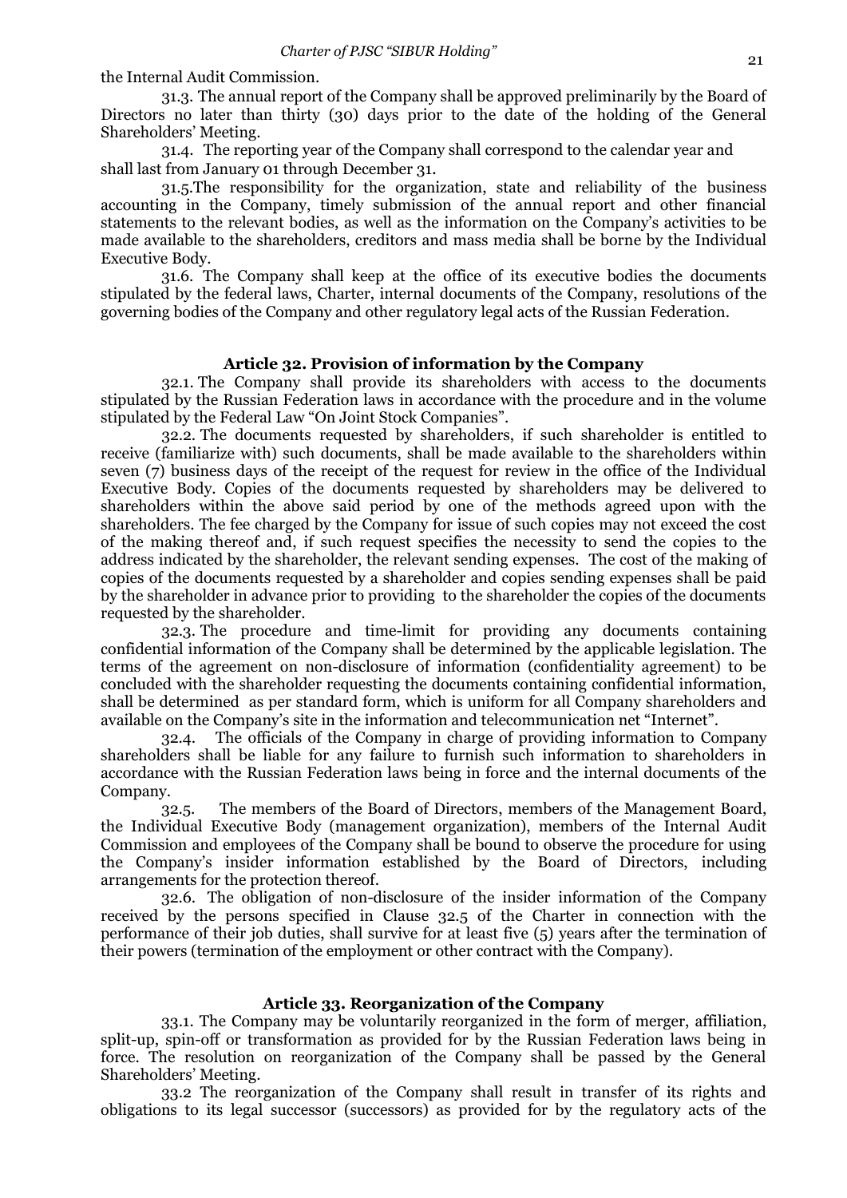the Internal Audit Commission.

31.3. The annual report of the Company shall be approved preliminarily by the Board of Directors no later than thirty (30) days prior to the date of the holding of the General Shareholders' Meeting.

31.4. The reporting year of the Company shall correspond to the calendar year and shall last from January 01 through December 31.

31.5.The responsibility for the organization, state and reliability of the business accounting in the Company, timely submission of the annual report and other financial statements to the relevant bodies, as well as the information on the Company's activities to be made available to the shareholders, creditors and mass media shall be borne by the Individual Executive Body.

31.6. The Company shall keep at the office of its executive bodies the documents stipulated by the federal laws, Charter, internal documents of the Company, resolutions of the governing bodies of the Company and other regulatory legal acts of the Russian Federation.

## Article 32. Provision of information by the Company

32.1. The Company shall provide its shareholders with access to the documents stipulated by the Russian Federation laws in accordance with the procedure and in the volume stipulated by the Federal Law "On Joint Stock Companies".

32.2. The documents requested by shareholders, if such shareholder is entitled to receive (familiarize with) such documents, shall be made available to the shareholders within seven (7) business days of the receipt of the request for review in the office of the Individual Executive Body. Copies of the documents requested by shareholders may be delivered to shareholders within the above said period by one of the methods agreed upon with the shareholders. The fee charged by the Company for issue of such copies may not exceed the cost of the making thereof and, if such request specifies the necessity to send the copies to the address indicated by the shareholder, the relevant sending expenses. The cost of the making of copies of the documents requested by a shareholder and copies sending expenses shall be paid by the shareholder in advance prior to providing to the shareholder the copies of the documents requested by the shareholder.

32.3. The procedure and time-limit for providing any documents containing confidential information of the Company shall be determined by the applicable legislation. The terms of the agreement on non-disclosure of information (confidentiality agreement) to be concluded with the shareholder requesting the documents containing confidential information, shall be determined as per standard form, which is uniform for all Company shareholders and available on the Company's site in the information and telecommunication net "Internet".

32.4. The officials of the Company in charge of providing information to Company shareholders shall be liable for any failure to furnish such information to shareholders in accordance with the Russian Federation laws being in force and the internal documents of the Company.

32.5. The members of the Board of Directors, members of the Management Board, the Individual Executive Body (management organization), members of the Internal Audit Commission and employees of the Company shall be bound to observe the procedure for using the Company's insider information established by the Board of Directors, including arrangements for the protection thereof.

32.6. The obligation of non-disclosure of the insider information of the Company received by the persons specified in Clause 32.5 of the Charter in connection with the performance of their job duties, shall survive for at least five (5) years after the termination of their powers (termination of the employment or other contract with the Company).

## Article 33. Reorganization of the Company

33.1. The Company may be voluntarily reorganized in the form of merger, affiliation, split-up, spin-off or transformation as provided for by the Russian Federation laws being in force. The resolution on reorganization of the Company shall be passed by the General Shareholders' Meeting.

33.2 The reorganization of the Company shall result in transfer of its rights and obligations to its legal successor (successors) as provided for by the regulatory acts of the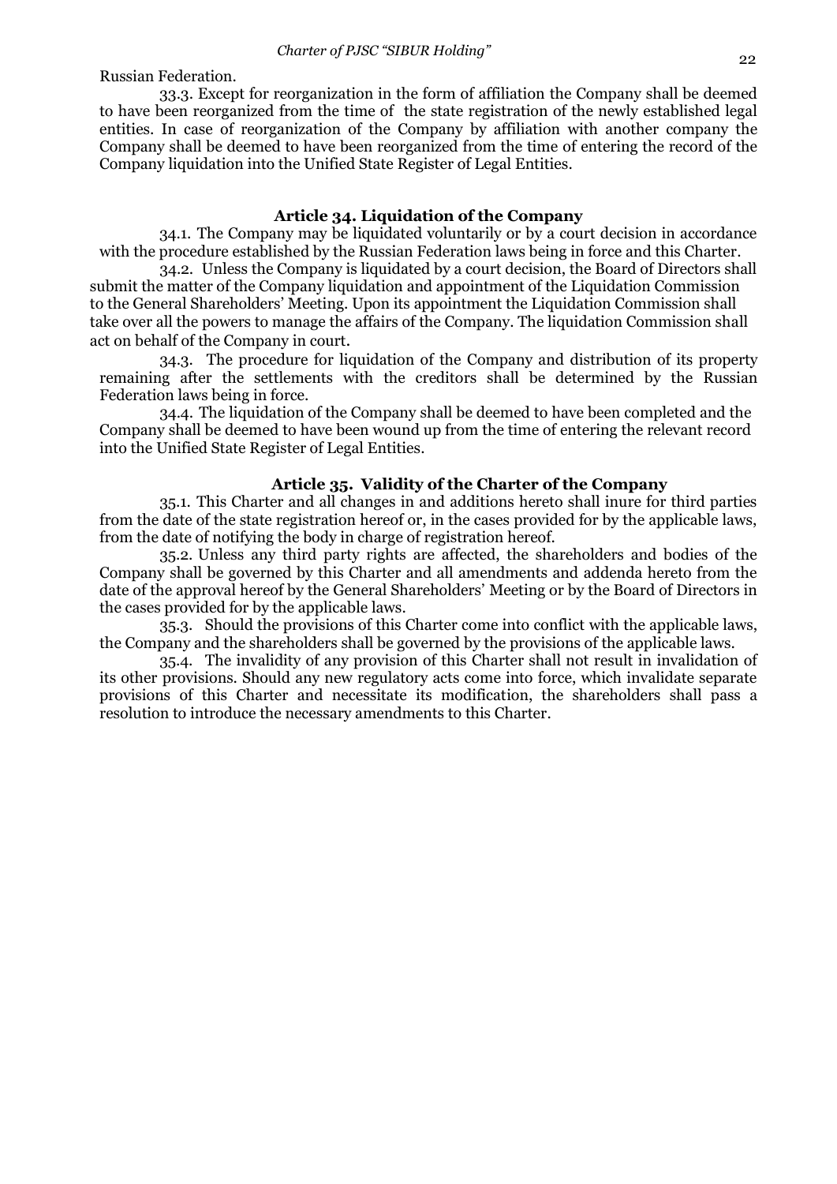Russian Federation.

33.3. Except for reorganization in the form of affiliation the Company shall be deemed to have been reorganized from the time of the state registration of the newly established legal entities. In case of reorganization of the Company by affiliation with another company the Company shall be deemed to have been reorganized from the time of entering the record of the Company liquidation into the Unified State Register of Legal Entities.

### Article 34. Liquidation of the Company

34.1. The Company may be liquidated voluntarily or by a court decision in accordance with the procedure established by the Russian Federation laws being in force and this Charter.

34.2. Unless the Company is liquidated by a court decision, the Board of Directors shall submit the matter of the Company liquidation and appointment of the Liquidation Commission to the General Shareholders' Meeting. Upon its appointment the Liquidation Commission shall take over all the powers to manage the affairs of the Company. The liquidation Commission shall act on behalf of the Company in court.

34.3. The procedure for liquidation of the Company and distribution of its property remaining after the settlements with the creditors shall be determined by the Russian Federation laws being in force.

34.4. The liquidation of the Company shall be deemed to have been completed and the Company shall be deemed to have been wound up from the time of entering the relevant record into the Unified State Register of Legal Entities.

### Article 35. Validity of the Charter of the Company

35.1. This Charter and all changes in and additions hereto shall inure for third parties from the date of the state registration hereof or, in the cases provided for by the applicable laws, from the date of notifying the body in charge of registration hereof.

35.2. Unless any third party rights are affected, the shareholders and bodies of the Company shall be governed by this Charter and all amendments and addenda hereto from the date of the approval hereof by the General Shareholders' Meeting or by the Board of Directors in the cases provided for by the applicable laws.

35.3. Should the provisions of this Charter come into conflict with the applicable laws, the Company and the shareholders shall be governed by the provisions of the applicable laws.

35.4. The invalidity of any provision of this Charter shall not result in invalidation of its other provisions. Should any new regulatory acts come into force, which invalidate separate provisions of this Charter and necessitate its modification, the shareholders shall pass a resolution to introduce the necessary amendments to this Charter.